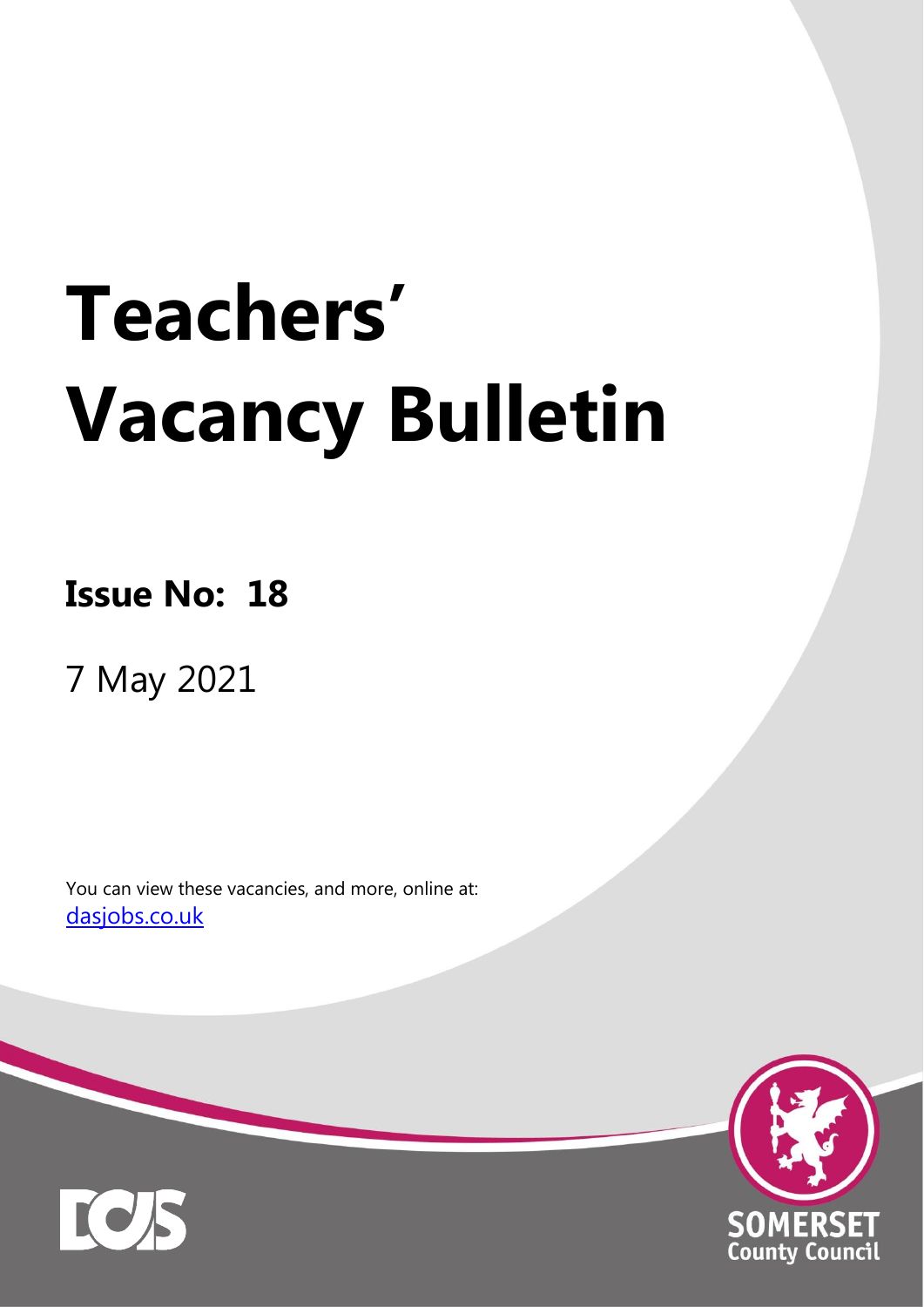# Teachers' Vacancy Bulletin

## Issue No: 18

7 May 2021

You can view these vacancies, and more, online at:
[dasjobs.co.uk](dasjobs.co.uk)

SOMERSET
County Council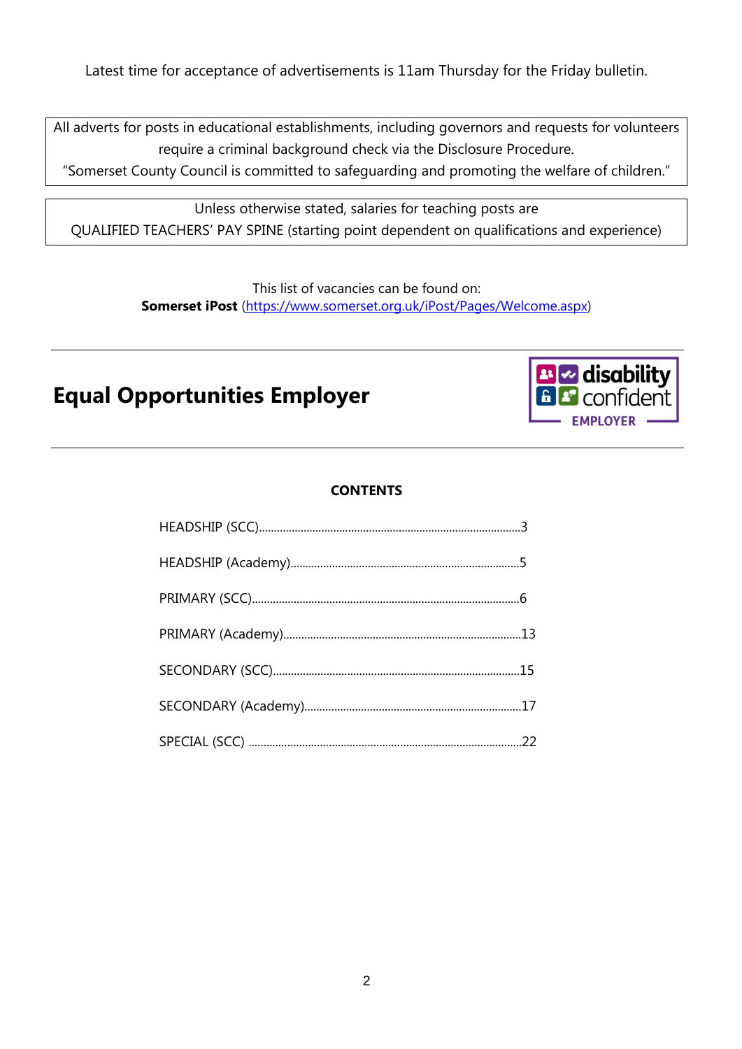Latest time for acceptance of advertisements is 11am Thursday for the Friday bulletin.

All adverts for posts in educational establishments, including governors and requests for volunteers require a criminal background check via the Disclosure Procedure.
"Somerset County Council is committed to safeguarding and promoting the welfare of children."

Unless otherwise stated, salaries for teaching posts are
QUALIFIED TEACHERS' PAY SPINE (starting point dependent on qualifications and experience)

This list of vacancies can be found on:
**Somerset iPost** ([https://www.somerset.org.uk/iPost/Pages/Welcome.aspx](https://www.somerset.org.uk/iPost/Pages/Welcome.aspx))

## Equal Opportunities Employer

disability confident EMPLOYER

**CONTENTS**

HEADSHIP (SCC)........................................................................................3

HEADSHIP (Academy)..............................................................................5

PRIMARY (SCC)..........................................................................................6

PRIMARY (Academy)................................................................................13

SECONDARY (SCC)...................................................................................15

SECONDARY (Academy)..........................................................................17

SPECIAL (SCC) ...........................................................................................22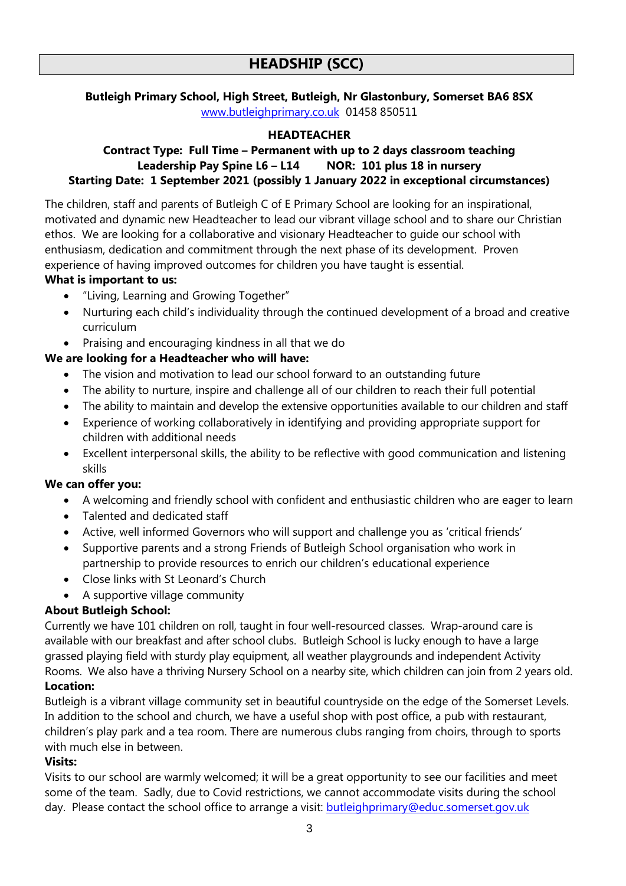# HEADSHIP (SCC)

**Butleigh Primary School, High Street, Butleigh, Nr Glastonbury, Somerset BA6 8SX**

www.butleighprimary.co.uk 01458 850511

**HEADTEACHER**

**Contract Type: Full Time – Permanent with up to 2 days classroom teaching**

**Leadership Pay Spine L6 – L14 NOR: 101 plus 18 in nursery**

**Starting Date: 1 September 2021 (possibly 1 January 2022 in exceptional circumstances)**

The children, staff and parents of Butleigh C of E Primary School are looking for an inspirational, motivated and dynamic new Headteacher to lead our vibrant village school and to share our Christian ethos. We are looking for a collaborative and visionary Headteacher to guide our school with enthusiasm, dedication and commitment through the next phase of its development. Proven experience of having improved outcomes for children you have taught is essential.

**What is important to us:**

- "Living, Learning and Growing Together"
- Nurturing each child's individuality through the continued development of a broad and creative curriculum
- Praising and encouraging kindness in all that we do

**We are looking for a Headteacher who will have:**

- The vision and motivation to lead our school forward to an outstanding future
- The ability to nurture, inspire and challenge all of our children to reach their full potential
- The ability to maintain and develop the extensive opportunities available to our children and staff
- Experience of working collaboratively in identifying and providing appropriate support for children with additional needs
- Excellent interpersonal skills, the ability to be reflective with good communication and listening skills

**We can offer you:**

- A welcoming and friendly school with confident and enthusiastic children who are eager to learn
- Talented and dedicated staff
- Active, well informed Governors who will support and challenge you as 'critical friends'
- Supportive parents and a strong Friends of Butleigh School organisation who work in partnership to provide resources to enrich our children's educational experience
- Close links with St Leonard's Church
- A supportive village community

**About Butleigh School:**

Currently we have 101 children on roll, taught in four well-resourced classes. Wrap-around care is available with our breakfast and after school clubs. Butleigh School is lucky enough to have a large grassed playing field with sturdy play equipment, all weather playgrounds and independent Activity Rooms. We also have a thriving Nursery School on a nearby site, which children can join from 2 years old.

**Location:**

Butleigh is a vibrant village community set in beautiful countryside on the edge of the Somerset Levels. In addition to the school and church, we have a useful shop with post office, a pub with restaurant, children's play park and a tea room. There are numerous clubs ranging from choirs, through to sports with much else in between.

**Visits:**

Visits to our school are warmly welcomed; it will be a great opportunity to see our facilities and meet some of the team. Sadly, due to Covid restrictions, we cannot accommodate visits during the school day. Please contact the school office to arrange a visit: butleighprimary@educ.somerset.gov.uk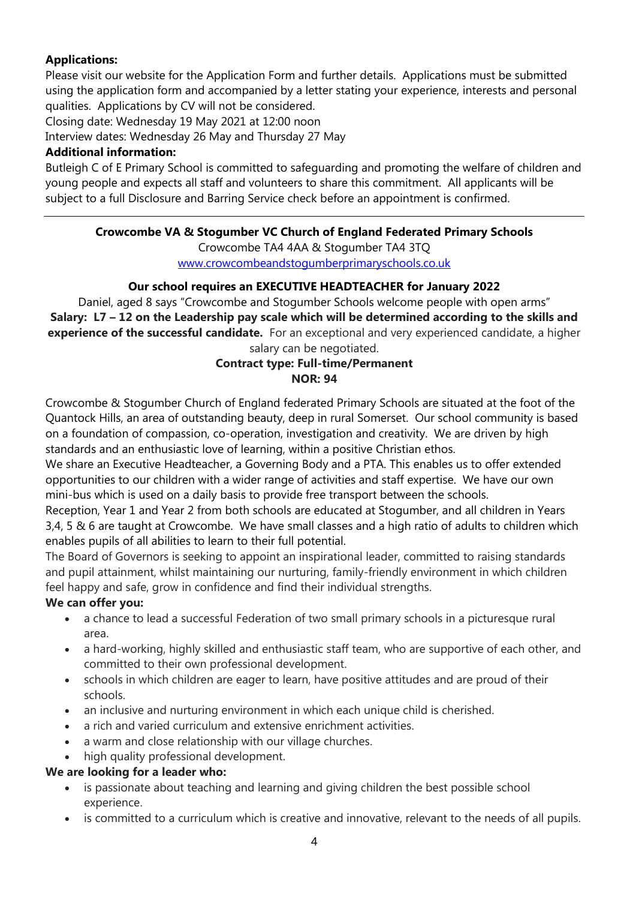**Applications:**

Please visit our website for the Application Form and further details. Applications must be submitted using the application form and accompanied by a letter stating your experience, interests and personal qualities. Applications by CV will not be considered.

Closing date: Wednesday 19 May 2021 at 12:00 noon

Interview dates: Wednesday 26 May and Thursday 27 May

**Additional information:**

Butleigh C of E Primary School is committed to safeguarding and promoting the welfare of children and young people and expects all staff and volunteers to share this commitment. All applicants will be subject to a full Disclosure and Barring Service check before an appointment is confirmed.

---

**Crowcombe VA & Stogumber VC Church of England Federated Primary Schools**

Crowcombe TA4 4AA & Stogumber TA4 3TQ

[www.crowcombeandstogumberprimaryschools.co.uk](http://www.crowcombeandstogumberprimaryschools.co.uk)

**Our school requires an EXECUTIVE HEADTEACHER for January 2022**

Daniel, aged 8 says "Crowcombe and Stogumber Schools welcome people with open arms"

**Salary: L7 – 12 on the Leadership pay scale which will be determined according to the skills and experience of the successful candidate.** For an exceptional and very experienced candidate, a higher salary can be negotiated.

**Contract type: Full-time/Permanent**

**NOR: 94**

Crowcombe & Stogumber Church of England federated Primary Schools are situated at the foot of the Quantock Hills, an area of outstanding beauty, deep in rural Somerset. Our school community is based on a foundation of compassion, co-operation, investigation and creativity. We are driven by high standards and an enthusiastic love of learning, within a positive Christian ethos.

We share an Executive Headteacher, a Governing Body and a PTA. This enables us to offer extended opportunities to our children with a wider range of activities and staff expertise. We have our own mini-bus which is used on a daily basis to provide free transport between the schools.

Reception, Year 1 and Year 2 from both schools are educated at Stogumber, and all children in Years 3,4, 5 & 6 are taught at Crowcombe. We have small classes and a high ratio of adults to children which enables pupils of all abilities to learn to their full potential.

The Board of Governors is seeking to appoint an inspirational leader, committed to raising standards and pupil attainment, whilst maintaining our nurturing, family-friendly environment in which children feel happy and safe, grow in confidence and find their individual strengths.

**We can offer you:**

- a chance to lead a successful Federation of two small primary schools in a picturesque rural area.
- a hard-working, highly skilled and enthusiastic staff team, who are supportive of each other, and committed to their own professional development.
- schools in which children are eager to learn, have positive attitudes and are proud of their schools.
- an inclusive and nurturing environment in which each unique child is cherished.
- a rich and varied curriculum and extensive enrichment activities.
- a warm and close relationship with our village churches.
- high quality professional development.

**We are looking for a leader who:**

- is passionate about teaching and learning and giving children the best possible school experience.
- is committed to a curriculum which is creative and innovative, relevant to the needs of all pupils.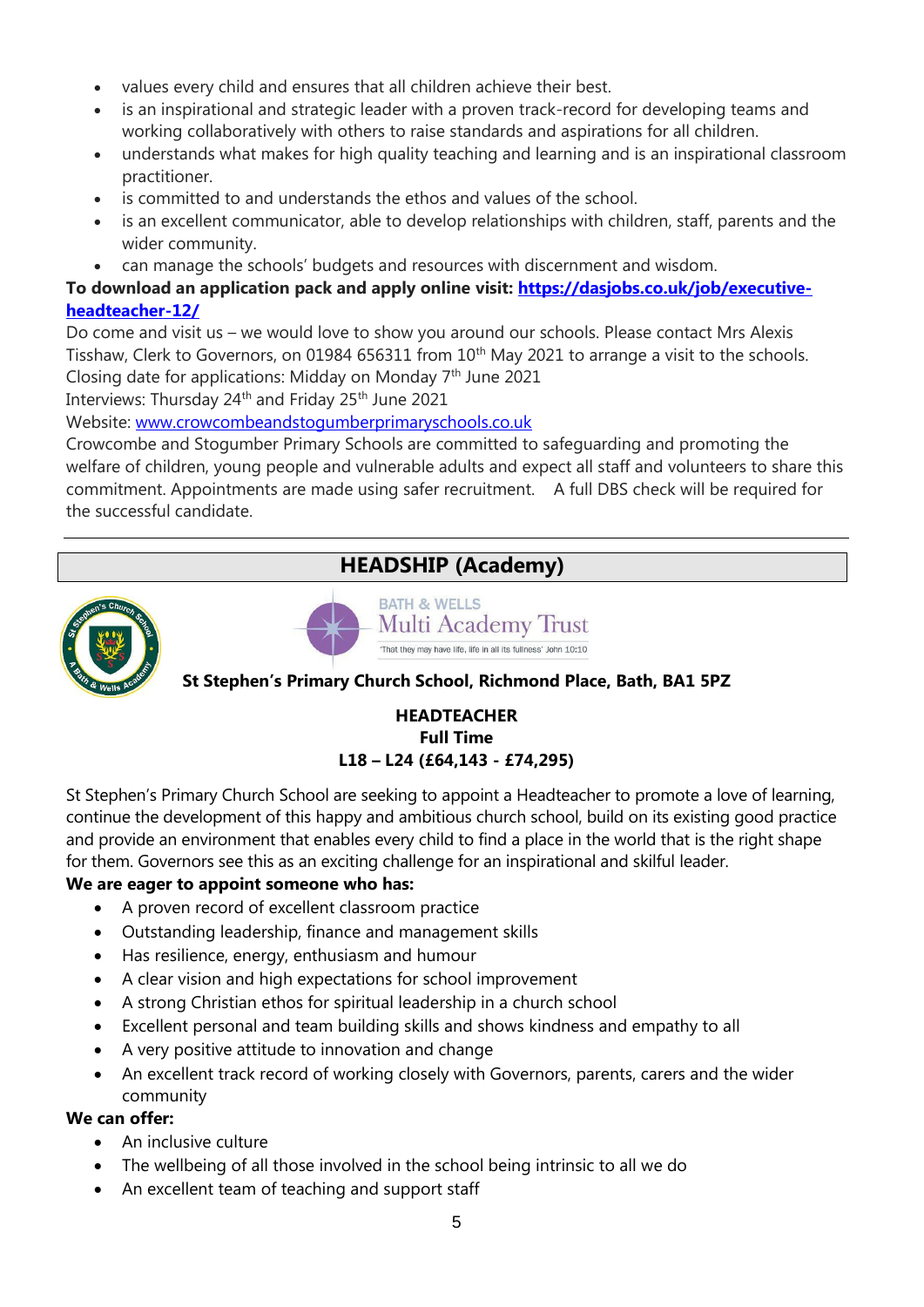- values every child and ensures that all children achieve their best.
- is an inspirational and strategic leader with a proven track-record for developing teams and working collaboratively with others to raise standards and aspirations for all children.
- understands what makes for high quality teaching and learning and is an inspirational classroom practitioner.
- is committed to and understands the ethos and values of the school.
- is an excellent communicator, able to develop relationships with children, staff, parents and the wider community.
- can manage the schools' budgets and resources with discernment and wisdom.

**To download an application pack and apply online visit: https://dasjobs.co.uk/job/executive-headteacher-12/**

Do come and visit us – we would love to show you around our schools. Please contact Mrs Alexis Tisshaw, Clerk to Governors, on 01984 656311 from 10th May 2021 to arrange a visit to the schools.
Closing date for applications: Midday on Monday 7th June 2021
Interviews: Thursday 24th and Friday 25th June 2021
Website: www.crowcombeandstogumberprimaryschools.co.uk
Crowcombe and Stogumber Primary Schools are committed to safeguarding and promoting the welfare of children, young people and vulnerable adults and expect all staff and volunteers to share this commitment. Appointments are made using safer recruitment. A full DBS check will be required for the successful candidate.

---

## HEADSHIP (Academy)

BATH & WELLS Multi Academy Trust
'That they may have life, life in all its fullness' John 10:10

**St Stephen's Primary Church School, Richmond Place, Bath, BA1 5PZ**

**HEADTEACHER**
**Full Time**
**L18 – L24 (£64,143 - £74,295)**

St Stephen's Primary Church School are seeking to appoint a Headteacher to promote a love of learning, continue the development of this happy and ambitious church school, build on its existing good practice and provide an environment that enables every child to find a place in the world that is the right shape for them. Governors see this as an exciting challenge for an inspirational and skilful leader.

**We are eager to appoint someone who has:**

- A proven record of excellent classroom practice
- Outstanding leadership, finance and management skills
- Has resilience, energy, enthusiasm and humour
- A clear vision and high expectations for school improvement
- A strong Christian ethos for spiritual leadership in a church school
- Excellent personal and team building skills and shows kindness and empathy to all
- A very positive attitude to innovation and change
- An excellent track record of working closely with Governors, parents, carers and the wider community

**We can offer:**

- An inclusive culture
- The wellbeing of all those involved in the school being intrinsic to all we do
- An excellent team of teaching and support staff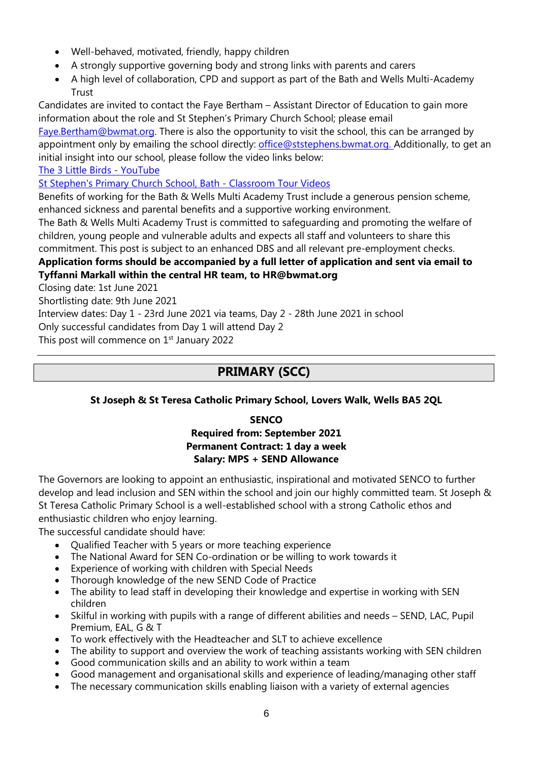- Well-behaved, motivated, friendly, happy children
- A strongly supportive governing body and strong links with parents and carers
- A high level of collaboration, CPD and support as part of the Bath and Wells Multi-Academy Trust

Candidates are invited to contact the Faye Bertham – Assistant Director of Education to gain more information about the role and St Stephen's Primary Church School; please email Faye.Bertham@bwmat.org. There is also the opportunity to visit the school, this can be arranged by appointment only by emailing the school directly: office@ststephens.bwmat.org. Additionally, to get an initial insight into our school, please follow the video links below:

The 3 Little Birds - YouTube

St Stephen's Primary Church School, Bath - Classroom Tour Videos

Benefits of working for the Bath & Wells Multi Academy Trust include a generous pension scheme, enhanced sickness and parental benefits and a supportive working environment.

The Bath & Wells Multi Academy Trust is committed to safeguarding and promoting the welfare of children, young people and vulnerable adults and expects all staff and volunteers to share this commitment. This post is subject to an enhanced DBS and all relevant pre-employment checks.

**Application forms should be accompanied by a full letter of application and sent via email to Tyffanni Markall within the central HR team, to HR@bwmat.org**

Closing date: 1st June 2021

Shortlisting date: 9th June 2021

Interview dates: Day 1 - 23rd June 2021 via teams, Day 2 - 28th June 2021 in school

Only successful candidates from Day 1 will attend Day 2

This post will commence on 1st January 2022

---

## PRIMARY (SCC)

**St Joseph & St Teresa Catholic Primary School, Lovers Walk, Wells BA5 2QL**

**SENCO**
**Required from: September 2021**
**Permanent Contract: 1 day a week**
**Salary: MPS + SEND Allowance**

The Governors are looking to appoint an enthusiastic, inspirational and motivated SENCO to further develop and lead inclusion and SEN within the school and join our highly committed team. St Joseph & St Teresa Catholic Primary School is a well-established school with a strong Catholic ethos and enthusiastic children who enjoy learning.

The successful candidate should have:

- Qualified Teacher with 5 years or more teaching experience
- The National Award for SEN Co-ordination or be willing to work towards it
- Experience of working with children with Special Needs
- Thorough knowledge of the new SEND Code of Practice
- The ability to lead staff in developing their knowledge and expertise in working with SEN children
- Skilful in working with pupils with a range of different abilities and needs – SEND, LAC, Pupil Premium, EAL, G & T
- To work effectively with the Headteacher and SLT to achieve excellence
- The ability to support and overview the work of teaching assistants working with SEN children
- Good communication skills and an ability to work within a team
- Good management and organisational skills and experience of leading/managing other staff
- The necessary communication skills enabling liaison with a variety of external agencies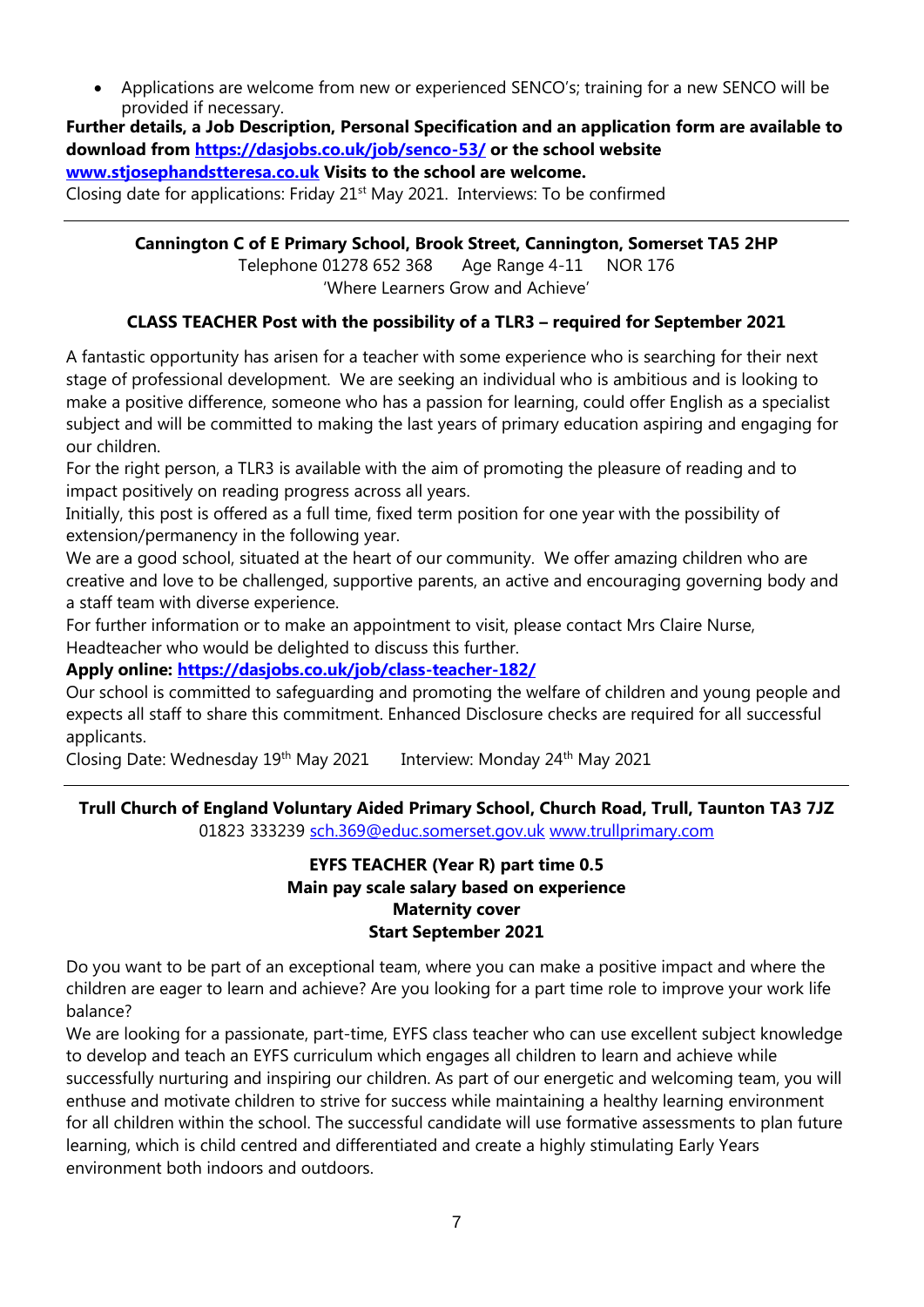- Applications are welcome from new or experienced SENCO's; training for a new SENCO will be provided if necessary.

**Further details, a Job Description, Personal Specification and an application form are available to download from [https://dasjobs.co.uk/job/senco-53/](https://dasjobs.co.uk/job/senco-53/) or the school website [www.stjosephandstteresa.co.uk](http://www.stjosephandstteresa.co.uk) Visits to the school are welcome.**

Closing date for applications: Friday 21st May 2021. Interviews: To be confirmed

---

**Cannington C of E Primary School, Brook Street, Cannington, Somerset TA5 2HP**

Telephone 01278 652 368 Age Range 4-11 NOR 176

'Where Learners Grow and Achieve'

**CLASS TEACHER Post with the possibility of a TLR3 – required for September 2021**

A fantastic opportunity has arisen for a teacher with some experience who is searching for their next stage of professional development. We are seeking an individual who is ambitious and is looking to make a positive difference, someone who has a passion for learning, could offer English as a specialist subject and will be committed to making the last years of primary education aspiring and engaging for our children.

For the right person, a TLR3 is available with the aim of promoting the pleasure of reading and to impact positively on reading progress across all years.

Initially, this post is offered as a full time, fixed term position for one year with the possibility of extension/permanency in the following year.

We are a good school, situated at the heart of our community. We offer amazing children who are creative and love to be challenged, supportive parents, an active and encouraging governing body and a staff team with diverse experience.

For further information or to make an appointment to visit, please contact Mrs Claire Nurse, Headteacher who would be delighted to discuss this further.

**Apply online: [https://dasjobs.co.uk/job/class-teacher-182/](https://dasjobs.co.uk/job/class-teacher-182/)**

Our school is committed to safeguarding and promoting the welfare of children and young people and expects all staff to share this commitment. Enhanced Disclosure checks are required for all successful applicants.

Closing Date: Wednesday 19th May 2021 Interview: Monday 24th May 2021

---

**Trull Church of England Voluntary Aided Primary School, Church Road, Trull, Taunton TA3 7JZ**

01823 333239 [sch.369@educ.somerset.gov.uk](mailto:sch.369@educ.somerset.gov.uk) [www.trullprimary.com](http://www.trullprimary.com)

**EYFS TEACHER (Year R) part time 0.5**
**Main pay scale salary based on experience**
**Maternity cover**
**Start September 2021**

Do you want to be part of an exceptional team, where you can make a positive impact and where the children are eager to learn and achieve? Are you looking for a part time role to improve your work life balance?

We are looking for a passionate, part-time, EYFS class teacher who can use excellent subject knowledge to develop and teach an EYFS curriculum which engages all children to learn and achieve while successfully nurturing and inspiring our children. As part of our energetic and welcoming team, you will enthuse and motivate children to strive for success while maintaining a healthy learning environment for all children within the school. The successful candidate will use formative assessments to plan future learning, which is child centred and differentiated and create a highly stimulating Early Years environment both indoors and outdoors.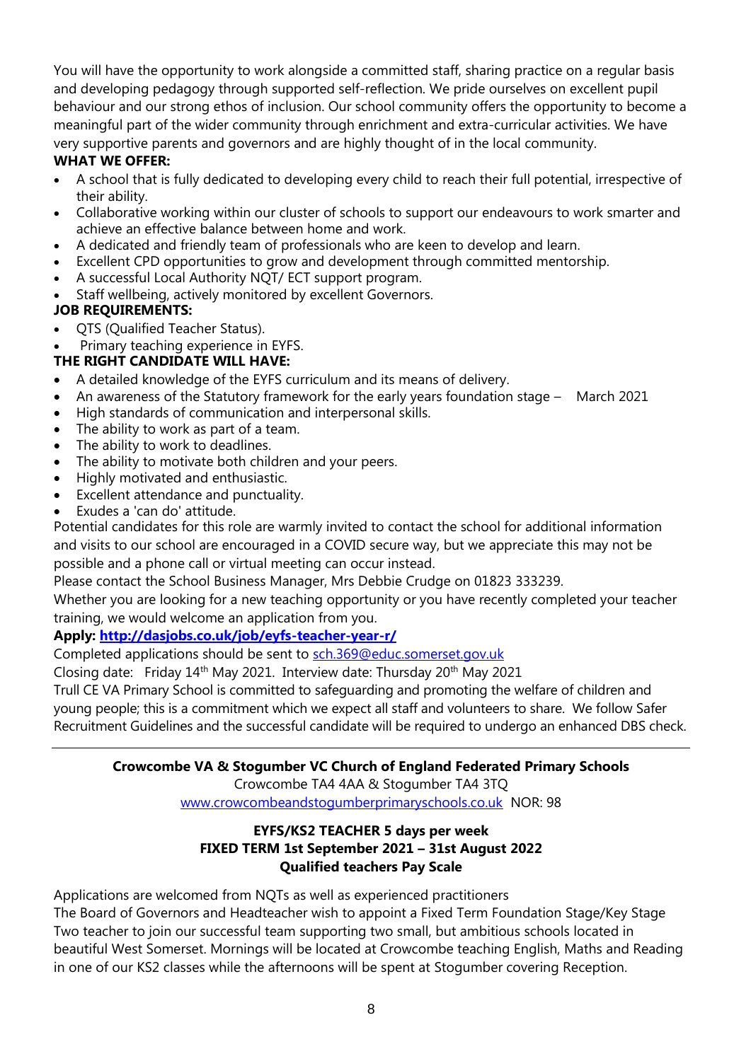You will have the opportunity to work alongside a committed staff, sharing practice on a regular basis and developing pedagogy through supported self-reflection. We pride ourselves on excellent pupil behaviour and our strong ethos of inclusion. Our school community offers the opportunity to become a meaningful part of the wider community through enrichment and extra-curricular activities. We have very supportive parents and governors and are highly thought of in the local community.

**WHAT WE OFFER:**

- A school that is fully dedicated to developing every child to reach their full potential, irrespective of their ability.
- Collaborative working within our cluster of schools to support our endeavours to work smarter and achieve an effective balance between home and work.
- A dedicated and friendly team of professionals who are keen to develop and learn.
- Excellent CPD opportunities to grow and development through committed mentorship.
- A successful Local Authority NQT/ ECT support program.
- Staff wellbeing, actively monitored by excellent Governors.

**JOB REQUIREMENTS:**

- QTS (Qualified Teacher Status).
- Primary teaching experience in EYFS.

**THE RIGHT CANDIDATE WILL HAVE:**

- A detailed knowledge of the EYFS curriculum and its means of delivery.
- An awareness of the Statutory framework for the early years foundation stage – March 2021
- High standards of communication and interpersonal skills.
- The ability to work as part of a team.
- The ability to work to deadlines.
- The ability to motivate both children and your peers.
- Highly motivated and enthusiastic.
- Excellent attendance and punctuality.
- Exudes a 'can do' attitude.

Potential candidates for this role are warmly invited to contact the school for additional information and visits to our school are encouraged in a COVID secure way, but we appreciate this may not be possible and a phone call or virtual meeting can occur instead.

Please contact the School Business Manager, Mrs Debbie Crudge on 01823 333239.

Whether you are looking for a new teaching opportunity or you have recently completed your teacher training, we would welcome an application from you.

**Apply: http://dasjobs.co.uk/job/eyfs-teacher-year-r/**

Completed applications should be sent to sch.369@educ.somerset.gov.uk

Closing date: Friday 14th May 2021. Interview date: Thursday 20th May 2021

Trull CE VA Primary School is committed to safeguarding and promoting the welfare of children and young people; this is a commitment which we expect all staff and volunteers to share. We follow Safer Recruitment Guidelines and the successful candidate will be required to undergo an enhanced DBS check.

---

**Crowcombe VA & Stogumber VC Church of England Federated Primary Schools**

Crowcombe TA4 4AA & Stogumber TA4 3TQ

www.crowcombeandstogumberprimaryschools.co.uk NOR: 98

**EYFS/KS2 TEACHER 5 days per week**
**FIXED TERM 1st September 2021 – 31st August 2022**
**Qualified teachers Pay Scale**

Applications are welcomed from NQTs as well as experienced practitioners

The Board of Governors and Headteacher wish to appoint a Fixed Term Foundation Stage/Key Stage Two teacher to join our successful team supporting two small, but ambitious schools located in beautiful West Somerset. Mornings will be located at Crowcombe teaching English, Maths and Reading in one of our KS2 classes while the afternoons will be spent at Stogumber covering Reception.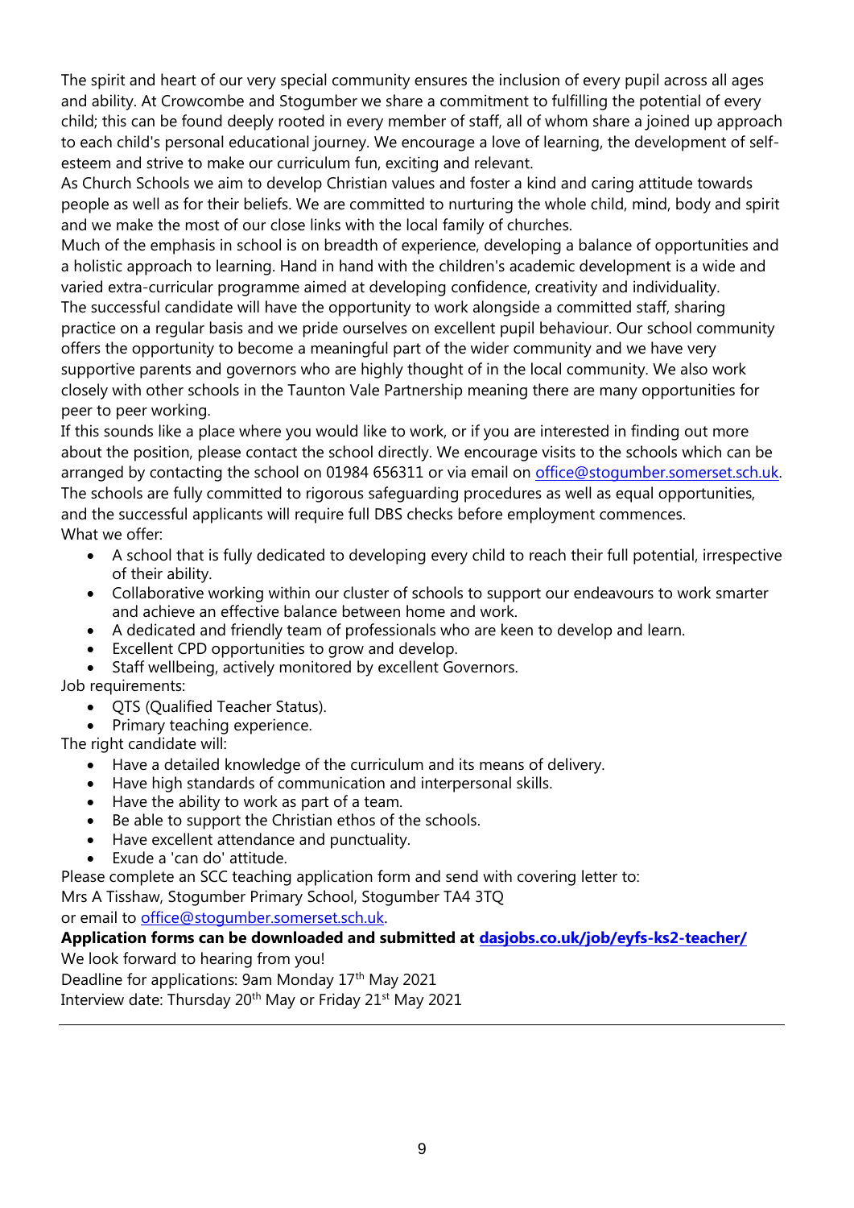The spirit and heart of our very special community ensures the inclusion of every pupil across all ages and ability. At Crowcombe and Stogumber we share a commitment to fulfilling the potential of every child; this can be found deeply rooted in every member of staff, all of whom share a joined up approach to each child's personal educational journey. We encourage a love of learning, the development of self-esteem and strive to make our curriculum fun, exciting and relevant.

As Church Schools we aim to develop Christian values and foster a kind and caring attitude towards people as well as for their beliefs. We are committed to nurturing the whole child, mind, body and spirit and we make the most of our close links with the local family of churches.

Much of the emphasis in school is on breadth of experience, developing a balance of opportunities and a holistic approach to learning. Hand in hand with the children's academic development is a wide and varied extra-curricular programme aimed at developing confidence, creativity and individuality.

The successful candidate will have the opportunity to work alongside a committed staff, sharing practice on a regular basis and we pride ourselves on excellent pupil behaviour. Our school community offers the opportunity to become a meaningful part of the wider community and we have very supportive parents and governors who are highly thought of in the local community. We also work closely with other schools in the Taunton Vale Partnership meaning there are many opportunities for peer to peer working.

If this sounds like a place where you would like to work, or if you are interested in finding out more about the position, please contact the school directly. We encourage visits to the schools which can be arranged by contacting the school on 01984 656311 or via email on office@stogumber.somerset.sch.uk.

The schools are fully committed to rigorous safeguarding procedures as well as equal opportunities, and the successful applicants will require full DBS checks before employment commences.

What we offer:

- A school that is fully dedicated to developing every child to reach their full potential, irrespective of their ability.
- Collaborative working within our cluster of schools to support our endeavours to work smarter and achieve an effective balance between home and work.
- A dedicated and friendly team of professionals who are keen to develop and learn.
- Excellent CPD opportunities to grow and develop.
- Staff wellbeing, actively monitored by excellent Governors.

Job requirements:

- QTS (Qualified Teacher Status).
- Primary teaching experience.

The right candidate will:

- Have a detailed knowledge of the curriculum and its means of delivery.
- Have high standards of communication and interpersonal skills.
- Have the ability to work as part of a team.
- Be able to support the Christian ethos of the schools.
- Have excellent attendance and punctuality.
- Exude a 'can do' attitude.

Please complete an SCC teaching application form and send with covering letter to:

Mrs A Tisshaw, Stogumber Primary School, Stogumber TA4 3TQ

or email to office@stogumber.somerset.sch.uk.

**Application forms can be downloaded and submitted at dasjobs.co.uk/job/eyfs-ks2-teacher/**

We look forward to hearing from you!

Deadline for applications: 9am Monday 17th May 2021

Interview date: Thursday 20th May or Friday 21st May 2021

---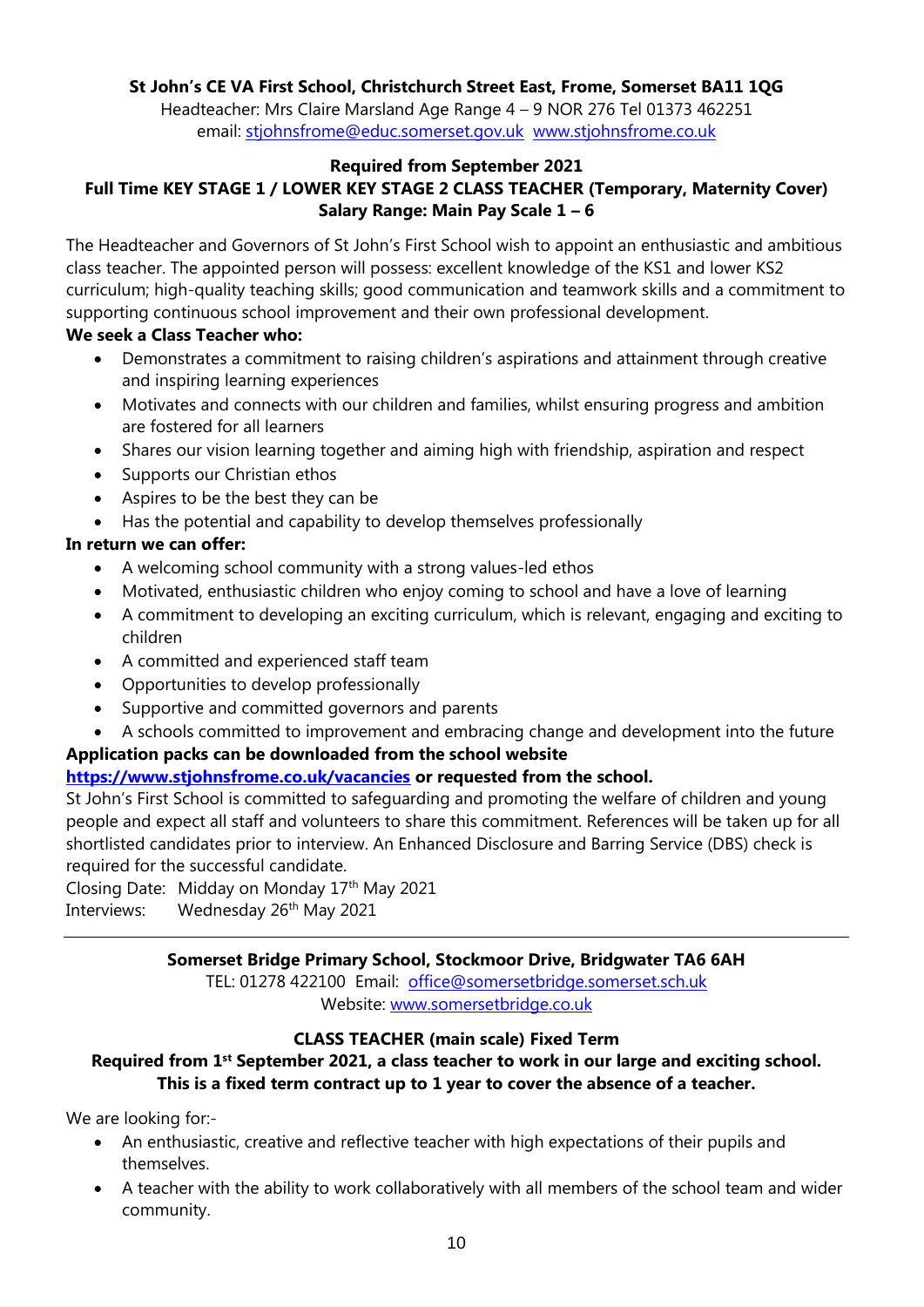**St John's CE VA First School, Christchurch Street East, Frome, Somerset BA11 1QG**

Headteacher: Mrs Claire Marsland Age Range 4 – 9 NOR 276 Tel 01373 462251
email: stjohnsfrome@educ.somerset.gov.uk www.stjohnsfrome.co.uk

**Required from September 2021**
**Full Time KEY STAGE 1 / LOWER KEY STAGE 2 CLASS TEACHER (Temporary, Maternity Cover)**
**Salary Range: Main Pay Scale 1 – 6**

The Headteacher and Governors of St John's First School wish to appoint an enthusiastic and ambitious class teacher. The appointed person will possess: excellent knowledge of the KS1 and lower KS2 curriculum; high-quality teaching skills; good communication and teamwork skills and a commitment to supporting continuous school improvement and their own professional development.

**We seek a Class Teacher who:**

- Demonstrates a commitment to raising children's aspirations and attainment through creative and inspiring learning experiences
- Motivates and connects with our children and families, whilst ensuring progress and ambition are fostered for all learners
- Shares our vision learning together and aiming high with friendship, aspiration and respect
- Supports our Christian ethos
- Aspires to be the best they can be
- Has the potential and capability to develop themselves professionally

**In return we can offer:**

- A welcoming school community with a strong values-led ethos
- Motivated, enthusiastic children who enjoy coming to school and have a love of learning
- A commitment to developing an exciting curriculum, which is relevant, engaging and exciting to children
- A committed and experienced staff team
- Opportunities to develop professionally
- Supportive and committed governors and parents
- A schools committed to improvement and embracing change and development into the future

**Application packs can be downloaded from the school website https://www.stjohnsfrome.co.uk/vacancies or requested from the school.**

St John's First School is committed to safeguarding and promoting the welfare of children and young people and expect all staff and volunteers to share this commitment. References will be taken up for all shortlisted candidates prior to interview. An Enhanced Disclosure and Barring Service (DBS) check is required for the successful candidate.

Closing Date: Midday on Monday 17th May 2021
Interviews: Wednesday 26th May 2021

---

**Somerset Bridge Primary School, Stockmoor Drive, Bridgwater TA6 6AH**

TEL: 01278 422100 Email: office@somersetbridge.somerset.sch.uk
Website: www.somersetbridge.co.uk

**CLASS TEACHER (main scale) Fixed Term**
**Required from 1st September 2021, a class teacher to work in our large and exciting school. This is a fixed term contract up to 1 year to cover the absence of a teacher.**

We are looking for:-

- An enthusiastic, creative and reflective teacher with high expectations of their pupils and themselves.
- A teacher with the ability to work collaboratively with all members of the school team and wider community.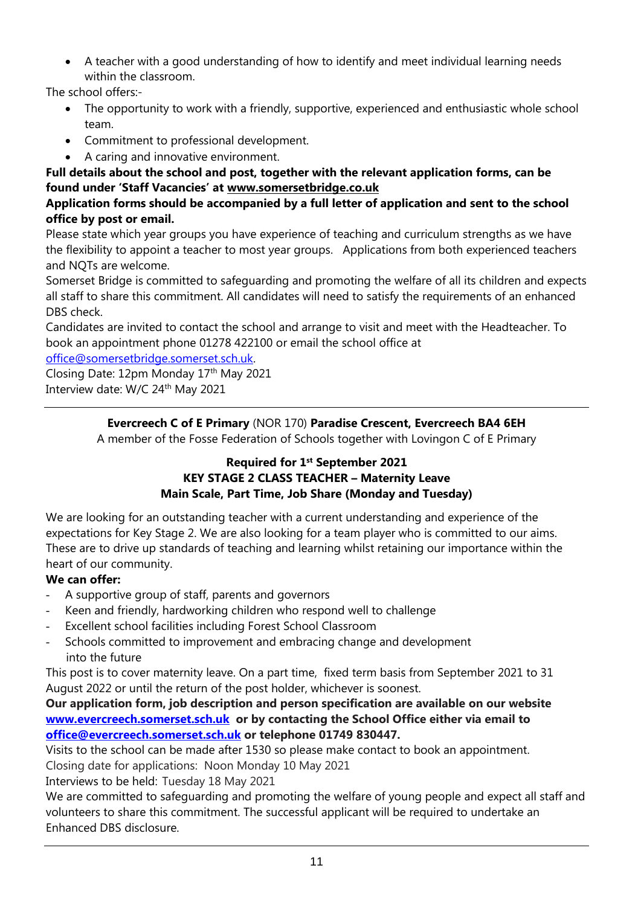- A teacher with a good understanding of how to identify and meet individual learning needs within the classroom.

The school offers:-

- The opportunity to work with a friendly, supportive, experienced and enthusiastic whole school team.
- Commitment to professional development.
- A caring and innovative environment.

**Full details about the school and post, together with the relevant application forms, can be found under 'Staff Vacancies' at www.somersetbridge.co.uk**

**Application forms should be accompanied by a full letter of application and sent to the school office by post or email.**

Please state which year groups you have experience of teaching and curriculum strengths as we have the flexibility to appoint a teacher to most year groups. Applications from both experienced teachers and NQTs are welcome.

Somerset Bridge is committed to safeguarding and promoting the welfare of all its children and expects all staff to share this commitment. All candidates will need to satisfy the requirements of an enhanced DBS check.

Candidates are invited to contact the school and arrange to visit and meet with the Headteacher. To book an appointment phone 01278 422100 or email the school office at office@somersetbridge.somerset.sch.uk.

Closing Date: 12pm Monday 17th May 2021

Interview date: W/C 24th May 2021

---

**Evercreech C of E Primary** (NOR 170) **Paradise Crescent, Evercreech BA4 6EH**

A member of the Fosse Federation of Schools together with Lovingon C of E Primary

**Required for 1st September 2021**
**KEY STAGE 2 CLASS TEACHER – Maternity Leave**
**Main Scale, Part Time, Job Share (Monday and Tuesday)**

We are looking for an outstanding teacher with a current understanding and experience of the expectations for Key Stage 2. We are also looking for a team player who is committed to our aims. These are to drive up standards of teaching and learning whilst retaining our importance within the heart of our community.

**We can offer:**

- A supportive group of staff, parents and governors
- Keen and friendly, hardworking children who respond well to challenge
- Excellent school facilities including Forest School Classroom
- Schools committed to improvement and embracing change and development into the future

This post is to cover maternity leave. On a part time, fixed term basis from September 2021 to 31 August 2022 or until the return of the post holder, whichever is soonest.

**Our application form, job description and person specification are available on our website www.evercreech.somerset.sch.uk or by contacting the School Office either via email to office@evercreech.somerset.sch.uk or telephone 01749 830447.**

Visits to the school can be made after 1530 so please make contact to book an appointment.

Closing date for applications: Noon Monday 10 May 2021

Interviews to be held: Tuesday 18 May 2021

We are committed to safeguarding and promoting the welfare of young people and expect all staff and volunteers to share this commitment. The successful applicant will be required to undertake an Enhanced DBS disclosure.

---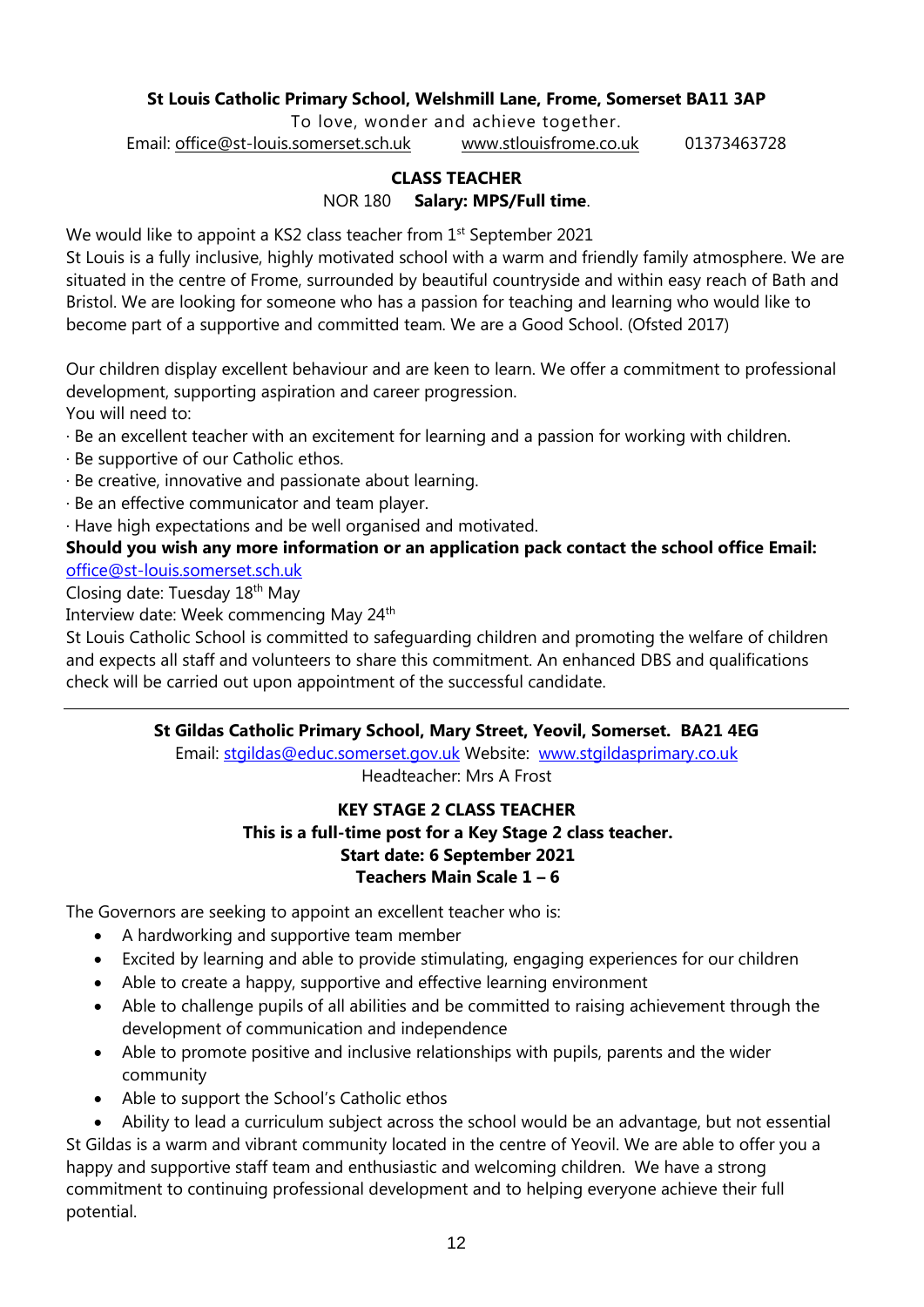**St Louis Catholic Primary School, Welshmill Lane, Frome, Somerset BA11 3AP**

To love, wonder and achieve together.

Email: office@st-louis.somerset.sch.uk www.stlouisfrome.co.uk 01373463728

**CLASS TEACHER**

NOR 180 **Salary: MPS/Full time**.

We would like to appoint a KS2 class teacher from 1st September 2021

St Louis is a fully inclusive, highly motivated school with a warm and friendly family atmosphere. We are situated in the centre of Frome, surrounded by beautiful countryside and within easy reach of Bath and Bristol. We are looking for someone who has a passion for teaching and learning who would like to become part of a supportive and committed team. We are a Good School. (Ofsted 2017)

Our children display excellent behaviour and are keen to learn. We offer a commitment to professional development, supporting aspiration and career progression.

You will need to:

- Be an excellent teacher with an excitement for learning and a passion for working with children.
- Be supportive of our Catholic ethos.
- Be creative, innovative and passionate about learning.
- Be an effective communicator and team player.
- Have high expectations and be well organised and motivated.

**Should you wish any more information or an application pack contact the school office Email:** office@st-louis.somerset.sch.uk

Closing date: Tuesday 18th May

Interview date: Week commencing May 24th

St Louis Catholic School is committed to safeguarding children and promoting the welfare of children and expects all staff and volunteers to share this commitment. An enhanced DBS and qualifications check will be carried out upon appointment of the successful candidate.

---

**St Gildas Catholic Primary School, Mary Street, Yeovil, Somerset. BA21 4EG**

Email: stgildas@educ.somerset.gov.uk Website: www.stgildasprimary.co.uk

Headteacher: Mrs A Frost

**KEY STAGE 2 CLASS TEACHER**

**This is a full-time post for a Key Stage 2 class teacher.**

**Start date: 6 September 2021**

**Teachers Main Scale 1 – 6**

The Governors are seeking to appoint an excellent teacher who is:

- A hardworking and supportive team member
- Excited by learning and able to provide stimulating, engaging experiences for our children
- Able to create a happy, supportive and effective learning environment
- Able to challenge pupils of all abilities and be committed to raising achievement through the development of communication and independence
- Able to promote positive and inclusive relationships with pupils, parents and the wider community
- Able to support the School's Catholic ethos
- Ability to lead a curriculum subject across the school would be an advantage, but not essential

St Gildas is a warm and vibrant community located in the centre of Yeovil. We are able to offer you a happy and supportive staff team and enthusiastic and welcoming children. We have a strong commitment to continuing professional development and to helping everyone achieve their full potential.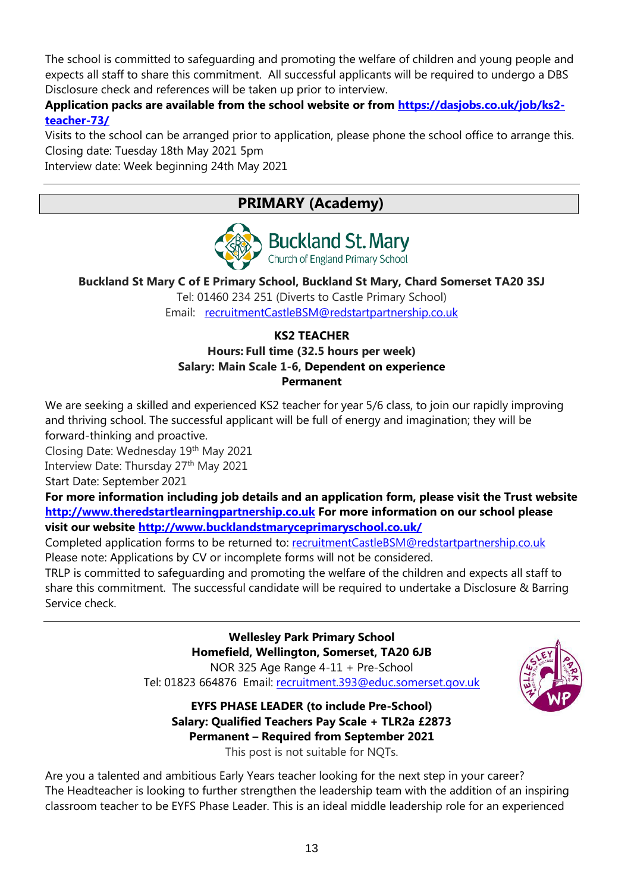The school is committed to safeguarding and promoting the welfare of children and young people and expects all staff to share this commitment. All successful applicants will be required to undergo a DBS Disclosure check and references will be taken up prior to interview.

**Application packs are available from the school website or from [https://dasjobs.co.uk/job/ks2-teacher-73/](https://dasjobs.co.uk/job/ks2-teacher-73/)**

Visits to the school can be arranged prior to application, please phone the school office to arrange this.
Closing date: Tuesday 18th May 2021 5pm
Interview date: Week beginning 24th May 2021

---

## PRIMARY (Academy)

**Buckland St. Mary**
Church of England Primary School

**Buckland St Mary C of E Primary School, Buckland St Mary, Chard Somerset TA20 3SJ**
Tel: 01460 234 251 (Diverts to Castle Primary School)
Email: recruitmentCastleBSM@redstartpartnership.co.uk

**KS2 TEACHER**
**Hours: Full time (32.5 hours per week)**
**Salary: Main Scale 1-6, Dependent on experience**
**Permanent**

We are seeking a skilled and experienced KS2 teacher for year 5/6 class, to join our rapidly improving and thriving school. The successful applicant will be full of energy and imagination; they will be forward-thinking and proactive.

Closing Date: Wednesday 19th May 2021
Interview Date: Thursday 27th May 2021
Start Date: September 2021

**For more information including job details and an application form, please visit the Trust website [http://www.theredstartlearningpartnership.co.uk](http://www.theredstartlearningpartnership.co.uk) For more information on our school please visit our website [http://www.bucklandstmaryceprimaryschool.co.uk/](http://www.bucklandstmaryceprimaryschool.co.uk/)**

Completed application forms to be returned to: recruitmentCastleBSM@redstartpartnership.co.uk
Please note: Applications by CV or incomplete forms will not be considered.
TRLP is committed to safeguarding and promoting the welfare of the children and expects all staff to share this commitment. The successful candidate will be required to undertake a Disclosure & Barring Service check.

---

**Wellesley Park Primary School**
**Homefield, Wellington, Somerset, TA20 6JB**
NOR 325 Age Range 4-11 + Pre-School
Tel: 01823 664876 Email: recruitment.393@educ.somerset.gov.uk

**EYFS PHASE LEADER (to include Pre-School)**
**Salary: Qualified Teachers Pay Scale + TLR2a £2873**
**Permanent – Required from September 2021**
This post is not suitable for NQTs.

Are you a talented and ambitious Early Years teacher looking for the next step in your career?
The Headteacher is looking to further strengthen the leadership team with the addition of an inspiring classroom teacher to be EYFS Phase Leader. This is an ideal middle leadership role for an experienced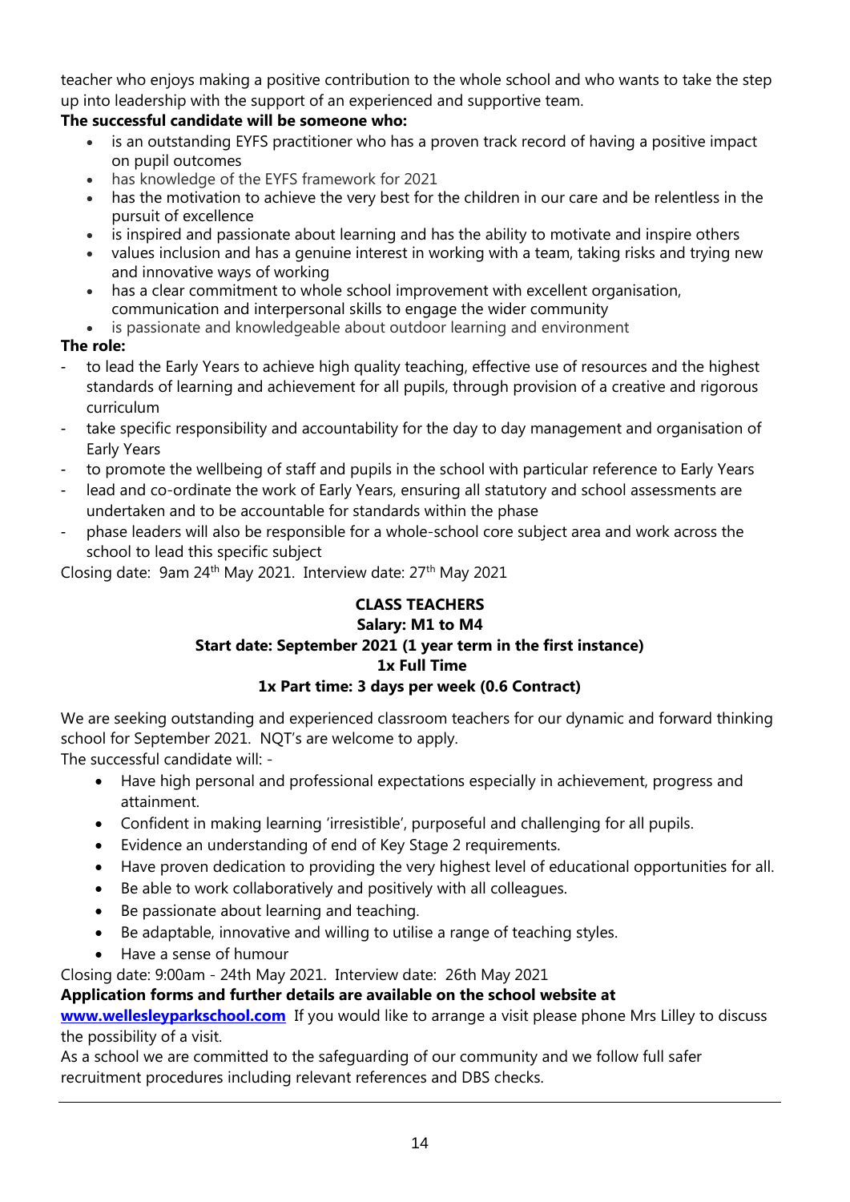teacher who enjoys making a positive contribution to the whole school and who wants to take the step up into leadership with the support of an experienced and supportive team.

**The successful candidate will be someone who:**

- is an outstanding EYFS practitioner who has a proven track record of having a positive impact on pupil outcomes
- has knowledge of the EYFS framework for 2021
- has the motivation to achieve the very best for the children in our care and be relentless in the pursuit of excellence
- is inspired and passionate about learning and has the ability to motivate and inspire others
- values inclusion and has a genuine interest in working with a team, taking risks and trying new and innovative ways of working
- has a clear commitment to whole school improvement with excellent organisation, communication and interpersonal skills to engage the wider community
- is passionate and knowledgeable about outdoor learning and environment

**The role:**

- to lead the Early Years to achieve high quality teaching, effective use of resources and the highest standards of learning and achievement for all pupils, through provision of a creative and rigorous curriculum
- take specific responsibility and accountability for the day to day management and organisation of Early Years
- to promote the wellbeing of staff and pupils in the school with particular reference to Early Years
- lead and co-ordinate the work of Early Years, ensuring all statutory and school assessments are undertaken and to be accountable for standards within the phase
- phase leaders will also be responsible for a whole-school core subject area and work across the school to lead this specific subject

Closing date: 9am 24th May 2021. Interview date: 27th May 2021

**CLASS TEACHERS**
**Salary: M1 to M4**
**Start date: September 2021 (1 year term in the first instance)**
**1x Full Time**
**1x Part time: 3 days per week (0.6 Contract)**

We are seeking outstanding and experienced classroom teachers for our dynamic and forward thinking school for September 2021. NQT's are welcome to apply.

The successful candidate will: -

- Have high personal and professional expectations especially in achievement, progress and attainment.
- Confident in making learning 'irresistible', purposeful and challenging for all pupils.
- Evidence an understanding of end of Key Stage 2 requirements.
- Have proven dedication to providing the very highest level of educational opportunities for all.
- Be able to work collaboratively and positively with all colleagues.
- Be passionate about learning and teaching.
- Be adaptable, innovative and willing to utilise a range of teaching styles.
- Have a sense of humour

Closing date: 9:00am - 24th May 2021. Interview date: 26th May 2021

**Application forms and further details are available on the school website at [www.wellesleyparkschool.com](www.wellesleyparkschool.com)** If you would like to arrange a visit please phone Mrs Lilley to discuss the possibility of a visit.

As a school we are committed to the safeguarding of our community and we follow full safer recruitment procedures including relevant references and DBS checks.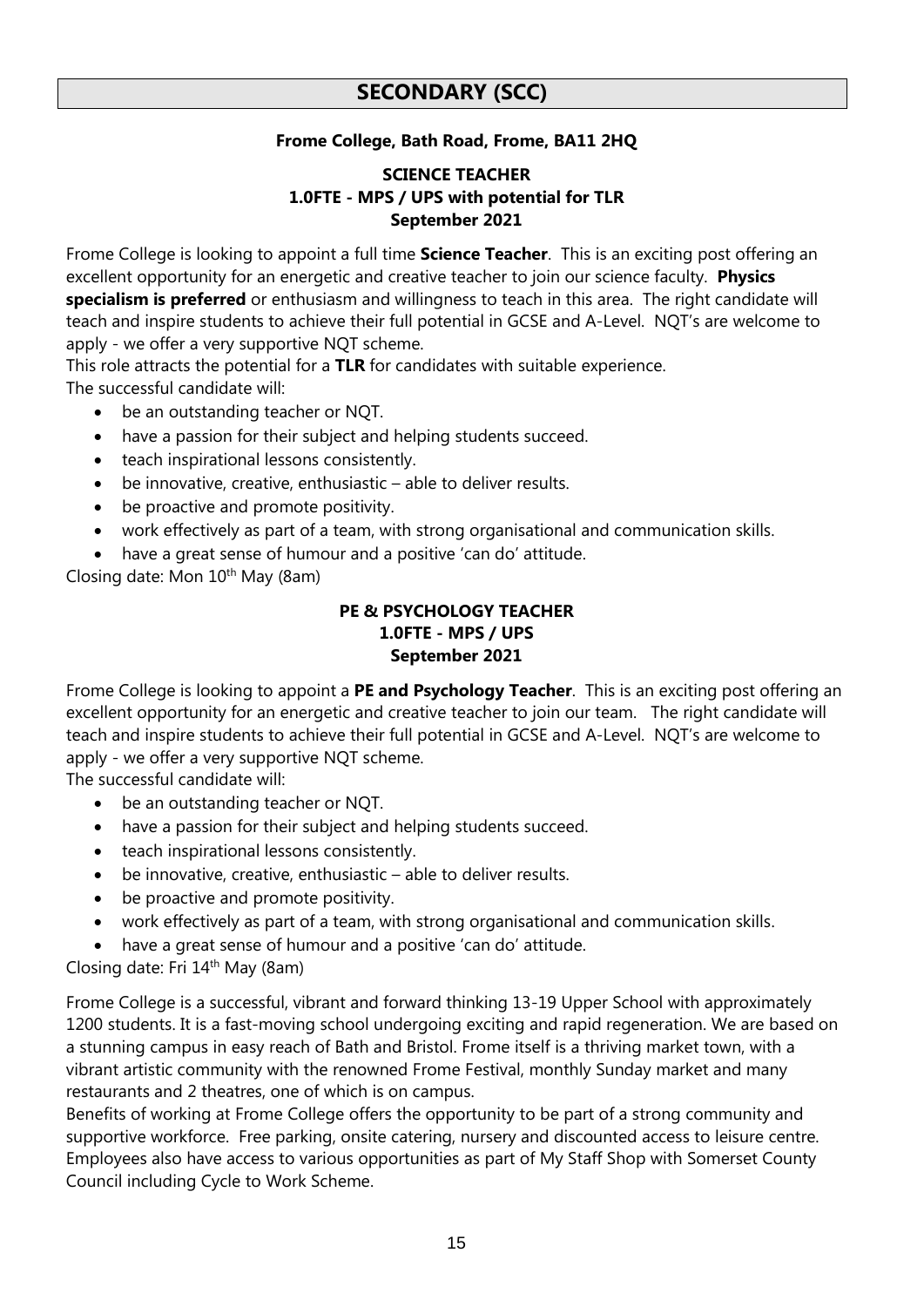# SECONDARY (SCC)

**Frome College, Bath Road, Frome, BA11 2HQ**

**SCIENCE TEACHER**
**1.0FTE - MPS / UPS with potential for TLR**
**September 2021**

Frome College is looking to appoint a full time **Science Teacher**. This is an exciting post offering an excellent opportunity for an energetic and creative teacher to join our science faculty. **Physics specialism is preferred** or enthusiasm and willingness to teach in this area. The right candidate will teach and inspire students to achieve their full potential in GCSE and A-Level. NQT's are welcome to apply - we offer a very supportive NQT scheme.

This role attracts the potential for a **TLR** for candidates with suitable experience.

The successful candidate will:

- be an outstanding teacher or NQT.
- have a passion for their subject and helping students succeed.
- teach inspirational lessons consistently.
- be innovative, creative, enthusiastic – able to deliver results.
- be proactive and promote positivity.
- work effectively as part of a team, with strong organisational and communication skills.
- have a great sense of humour and a positive 'can do' attitude.

Closing date: Mon 10th May (8am)

**PE & PSYCHOLOGY TEACHER**
**1.0FTE - MPS / UPS**
**September 2021**

Frome College is looking to appoint a **PE and Psychology Teacher**. This is an exciting post offering an excellent opportunity for an energetic and creative teacher to join our team. The right candidate will teach and inspire students to achieve their full potential in GCSE and A-Level. NQT's are welcome to apply - we offer a very supportive NQT scheme.

The successful candidate will:

- be an outstanding teacher or NQT.
- have a passion for their subject and helping students succeed.
- teach inspirational lessons consistently.
- be innovative, creative, enthusiastic – able to deliver results.
- be proactive and promote positivity.
- work effectively as part of a team, with strong organisational and communication skills.
- have a great sense of humour and a positive 'can do' attitude.

Closing date: Fri 14th May (8am)

Frome College is a successful, vibrant and forward thinking 13-19 Upper School with approximately 1200 students. It is a fast-moving school undergoing exciting and rapid regeneration. We are based on a stunning campus in easy reach of Bath and Bristol. Frome itself is a thriving market town, with a vibrant artistic community with the renowned Frome Festival, monthly Sunday market and many restaurants and 2 theatres, one of which is on campus.

Benefits of working at Frome College offers the opportunity to be part of a strong community and supportive workforce. Free parking, onsite catering, nursery and discounted access to leisure centre. Employees also have access to various opportunities as part of My Staff Shop with Somerset County Council including Cycle to Work Scheme.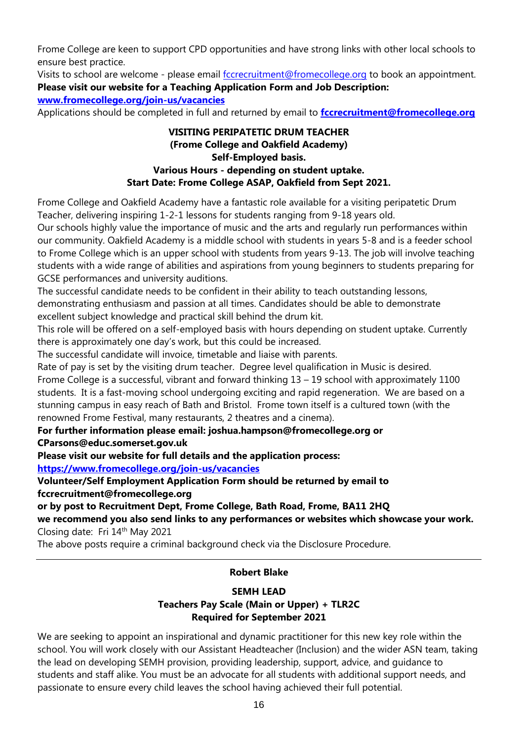Frome College are keen to support CPD opportunities and have strong links with other local schools to ensure best practice.

Visits to school are welcome - please email fccrecruitment@fromecollege.org to book an appointment.

**Please visit our website for a Teaching Application Form and Job Description:**
**www.fromecollege.org/join-us/vacancies**

Applications should be completed in full and returned by email to **fccrecruitment@fromecollege.org**

**VISITING PERIPATETIC DRUM TEACHER**
**(Frome College and Oakfield Academy)**
**Self-Employed basis.**
**Various Hours - depending on student uptake.**
**Start Date: Frome College ASAP, Oakfield from Sept 2021.**

Frome College and Oakfield Academy have a fantastic role available for a visiting peripatetic Drum Teacher, delivering inspiring 1-2-1 lessons for students ranging from 9-18 years old.

Our schools highly value the importance of music and the arts and regularly run performances within our community. Oakfield Academy is a middle school with students in years 5-8 and is a feeder school to Frome College which is an upper school with students from years 9-13. The job will involve teaching students with a wide range of abilities and aspirations from young beginners to students preparing for GCSE performances and university auditions.

The successful candidate needs to be confident in their ability to teach outstanding lessons, demonstrating enthusiasm and passion at all times. Candidates should be able to demonstrate excellent subject knowledge and practical skill behind the drum kit.

This role will be offered on a self-employed basis with hours depending on student uptake. Currently there is approximately one day's work, but this could be increased.

The successful candidate will invoice, timetable and liaise with parents.

Rate of pay is set by the visiting drum teacher. Degree level qualification in Music is desired.

Frome College is a successful, vibrant and forward thinking 13 – 19 school with approximately 1100 students. It is a fast-moving school undergoing exciting and rapid regeneration. We are based on a stunning campus in easy reach of Bath and Bristol. Frome town itself is a cultured town (with the renowned Frome Festival, many restaurants, 2 theatres and a cinema).

**For further information please email: joshua.hampson@fromecollege.org or CParsons@educ.somerset.gov.uk**

**Please visit our website for full details and the application process:**
**https://www.fromecollege.org/join-us/vacancies**

**Volunteer/Self Employment Application Form should be returned by email to fccrecruitment@fromecollege.org**
**or by post to Recruitment Dept, Frome College, Bath Road, Frome, BA11 2HQ**
**we recommend you also send links to any performances or websites which showcase your work.**

Closing date: Fri 14th May 2021

The above posts require a criminal background check via the Disclosure Procedure.

---

**Robert Blake**

**SEMH LEAD**
**Teachers Pay Scale (Main or Upper) + TLR2C**
**Required for September 2021**

We are seeking to appoint an inspirational and dynamic practitioner for this new key role within the school. You will work closely with our Assistant Headteacher (Inclusion) and the wider ASN team, taking the lead on developing SEMH provision, providing leadership, support, advice, and guidance to students and staff alike. You must be an advocate for all students with additional support needs, and passionate to ensure every child leaves the school having achieved their full potential.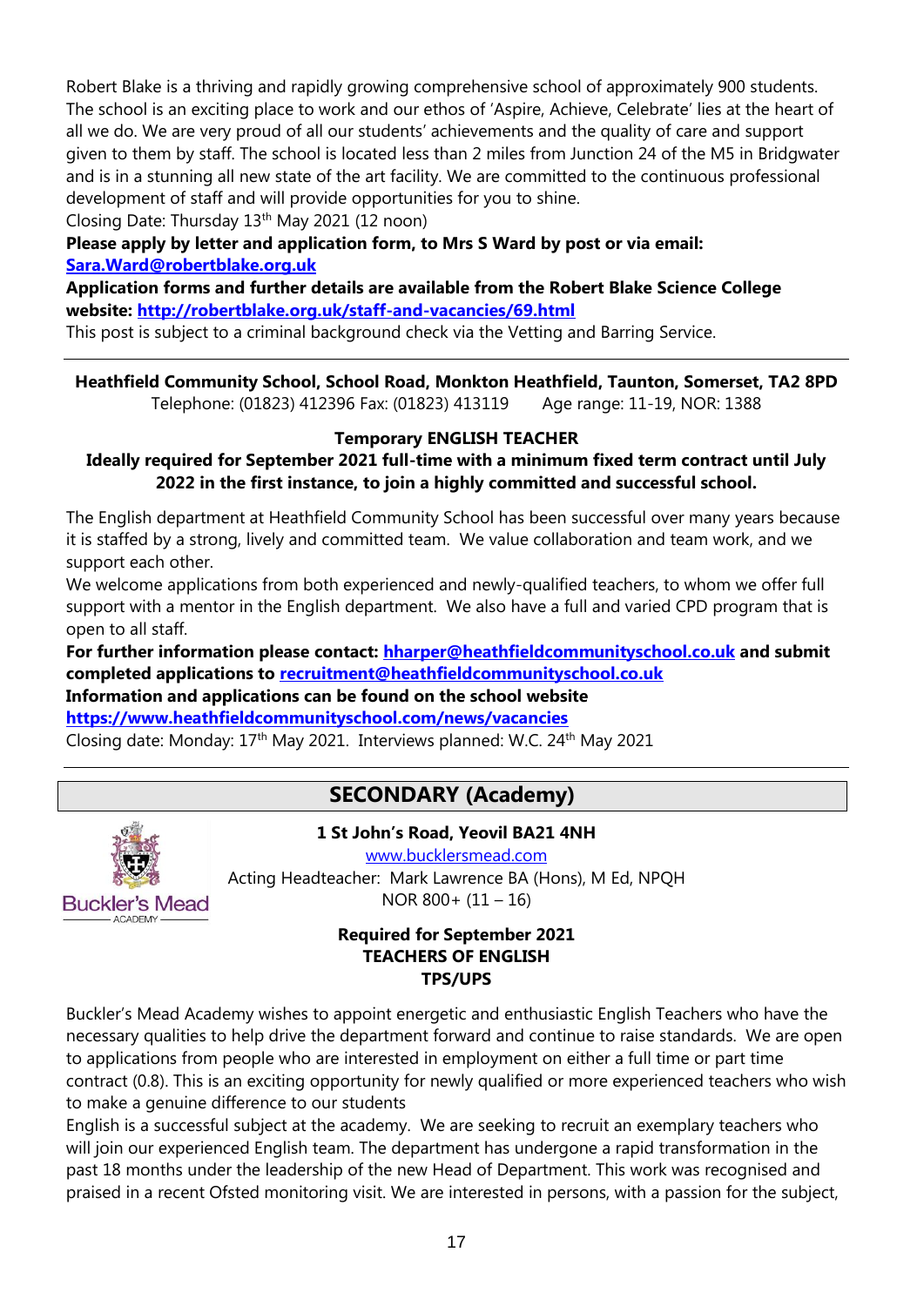Robert Blake is a thriving and rapidly growing comprehensive school of approximately 900 students. The school is an exciting place to work and our ethos of 'Aspire, Achieve, Celebrate' lies at the heart of all we do. We are very proud of all our students' achievements and the quality of care and support given to them by staff. The school is located less than 2 miles from Junction 24 of the M5 in Bridgwater and is in a stunning all new state of the art facility. We are committed to the continuous professional development of staff and will provide opportunities for you to shine.
Closing Date: Thursday 13th May 2021 (12 noon)

**Please apply by letter and application form, to Mrs S Ward by post or via email: Sara.Ward@robertblake.org.uk**

**Application forms and further details are available from the Robert Blake Science College website: http://robertblake.org.uk/staff-and-vacancies/69.html**

This post is subject to a criminal background check via the Vetting and Barring Service.

---

**Heathfield Community School, School Road, Monkton Heathfield, Taunton, Somerset, TA2 8PD**
Telephone: (01823) 412396 Fax: (01823) 413119 Age range: 11-19, NOR: 1388

**Temporary ENGLISH TEACHER**

**Ideally required for September 2021 full-time with a minimum fixed term contract until July 2022 in the first instance, to join a highly committed and successful school.**

The English department at Heathfield Community School has been successful over many years because it is staffed by a strong, lively and committed team. We value collaboration and team work, and we support each other.
We welcome applications from both experienced and newly-qualified teachers, to whom we offer full support with a mentor in the English department. We also have a full and varied CPD program that is open to all staff.

**For further information please contact: hharper@heathfieldcommunityschool.co.uk and submit completed applications to recruitment@heathfieldcommunityschool.co.uk**

**Information and applications can be found on the school website https://www.heathfieldcommunityschool.com/news/vacancies**

Closing date: Monday: 17th May 2021. Interviews planned: W.C. 24th May 2021

---

## SECONDARY (Academy)

Buckler's Mead ACADEMY

**1 St John's Road, Yeovil BA21 4NH**
www.bucklersmead.com
Acting Headteacher: Mark Lawrence BA (Hons), M Ed, NPQH
NOR 800+ (11 – 16)

**Required for September 2021**
**TEACHERS OF ENGLISH**
**TPS/UPS**

Buckler's Mead Academy wishes to appoint energetic and enthusiastic English Teachers who have the necessary qualities to help drive the department forward and continue to raise standards. We are open to applications from people who are interested in employment on either a full time or part time contract (0.8). This is an exciting opportunity for newly qualified or more experienced teachers who wish to make a genuine difference to our students
English is a successful subject at the academy. We are seeking to recruit an exemplary teachers who will join our experienced English team. The department has undergone a rapid transformation in the past 18 months under the leadership of the new Head of Department. This work was recognised and praised in a recent Ofsted monitoring visit. We are interested in persons, with a passion for the subject,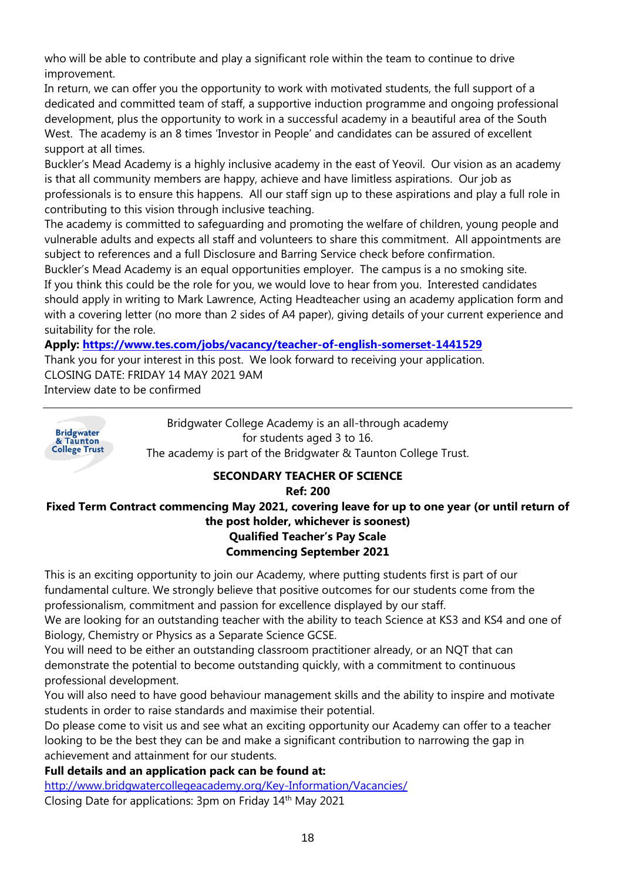who will be able to contribute and play a significant role within the team to continue to drive improvement.

In return, we can offer you the opportunity to work with motivated students, the full support of a dedicated and committed team of staff, a supportive induction programme and ongoing professional development, plus the opportunity to work in a successful academy in a beautiful area of the South West. The academy is an 8 times 'Investor in People' and candidates can be assured of excellent support at all times.

Buckler's Mead Academy is a highly inclusive academy in the east of Yeovil. Our vision as an academy is that all community members are happy, achieve and have limitless aspirations. Our job as professionals is to ensure this happens. All our staff sign up to these aspirations and play a full role in contributing to this vision through inclusive teaching.

The academy is committed to safeguarding and promoting the welfare of children, young people and vulnerable adults and expects all staff and volunteers to share this commitment. All appointments are subject to references and a full Disclosure and Barring Service check before confirmation.

Buckler's Mead Academy is an equal opportunities employer. The campus is a no smoking site.

If you think this could be the role for you, we would love to hear from you. Interested candidates should apply in writing to Mark Lawrence, Acting Headteacher using an academy application form and with a covering letter (no more than 2 sides of A4 paper), giving details of your current experience and suitability for the role.

**Apply: https://www.tes.com/jobs/vacancy/teacher-of-english-somerset-1441529**

Thank you for your interest in this post. We look forward to receiving your application.

CLOSING DATE: FRIDAY 14 MAY 2021 9AM

Interview date to be confirmed

---

Bridgwater & Taunton College Trust

Bridgwater College Academy is an all-through academy for students aged 3 to 16.
The academy is part of the Bridgwater & Taunton College Trust.

**SECONDARY TEACHER OF SCIENCE**

**Ref: 200**

**Fixed Term Contract commencing May 2021, covering leave for up to one year (or until return of the post holder, whichever is soonest)**

**Qualified Teacher's Pay Scale**

**Commencing September 2021**

This is an exciting opportunity to join our Academy, where putting students first is part of our fundamental culture. We strongly believe that positive outcomes for our students come from the professionalism, commitment and passion for excellence displayed by our staff.

We are looking for an outstanding teacher with the ability to teach Science at KS3 and KS4 and one of Biology, Chemistry or Physics as a Separate Science GCSE.

You will need to be either an outstanding classroom practitioner already, or an NQT that can demonstrate the potential to become outstanding quickly, with a commitment to continuous professional development.

You will also need to have good behaviour management skills and the ability to inspire and motivate students in order to raise standards and maximise their potential.

Do please come to visit us and see what an exciting opportunity our Academy can offer to a teacher looking to be the best they can be and make a significant contribution to narrowing the gap in achievement and attainment for our students.

**Full details and an application pack can be found at:**

http://www.bridgwatercollegeacademy.org/Key-Information/Vacancies/

Closing Date for applications: 3pm on Friday 14th May 2021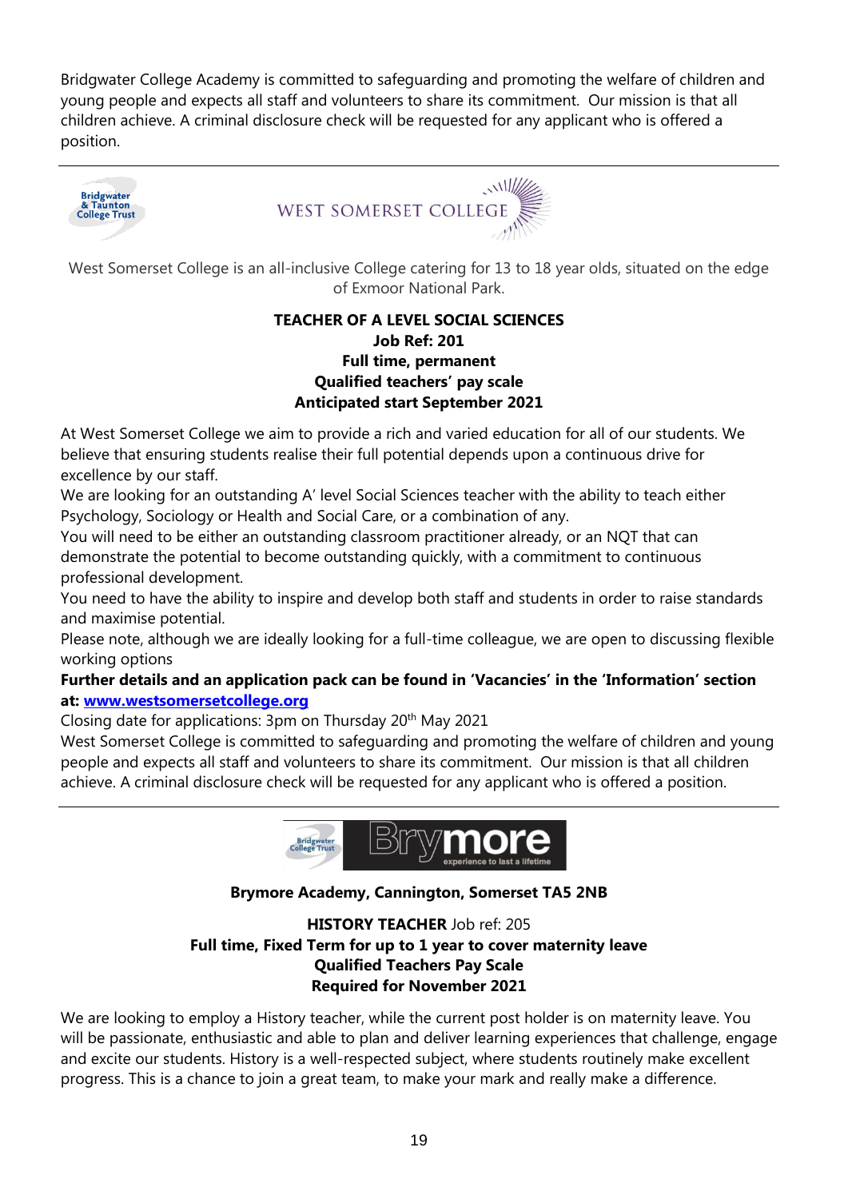Bridgwater College Academy is committed to safeguarding and promoting the welfare of children and young people and expects all staff and volunteers to share its commitment. Our mission is that all children achieve. A criminal disclosure check will be requested for any applicant who is offered a position.

---

Bridgwater & Taunton College Trust

WEST SOMERSET COLLEGE

West Somerset College is an all-inclusive College catering for 13 to 18 year olds, situated on the edge of Exmoor National Park.

**TEACHER OF A LEVEL SOCIAL SCIENCES**
**Job Ref: 201**
**Full time, permanent**
**Qualified teachers' pay scale**
**Anticipated start September 2021**

At West Somerset College we aim to provide a rich and varied education for all of our students. We believe that ensuring students realise their full potential depends upon a continuous drive for excellence by our staff.
We are looking for an outstanding A' level Social Sciences teacher with the ability to teach either Psychology, Sociology or Health and Social Care, or a combination of any.
You will need to be either an outstanding classroom practitioner already, or an NQT that can demonstrate the potential to become outstanding quickly, with a commitment to continuous professional development.
You need to have the ability to inspire and develop both staff and students in order to raise standards and maximise potential.
Please note, although we are ideally looking for a full-time colleague, we are open to discussing flexible working options

**Further details and an application pack can be found in 'Vacancies' in the 'Information' section at: [www.westsomersetcollege.org](http://www.westsomersetcollege.org)**

Closing date for applications: 3pm on Thursday 20th May 2021
West Somerset College is committed to safeguarding and promoting the welfare of children and young people and expects all staff and volunteers to share its commitment. Our mission is that all children achieve. A criminal disclosure check will be requested for any applicant who is offered a position.

---

Bridgwater College Trust | Brymore – experience to last a lifetime

**Brymore Academy, Cannington, Somerset TA5 2NB**

**HISTORY TEACHER** Job ref: 205
**Full time, Fixed Term for up to 1 year to cover maternity leave**
**Qualified Teachers Pay Scale**
**Required for November 2021**

We are looking to employ a History teacher, while the current post holder is on maternity leave. You will be passionate, enthusiastic and able to plan and deliver learning experiences that challenge, engage and excite our students. History is a well-respected subject, where students routinely make excellent progress. This is a chance to join a great team, to make your mark and really make a difference.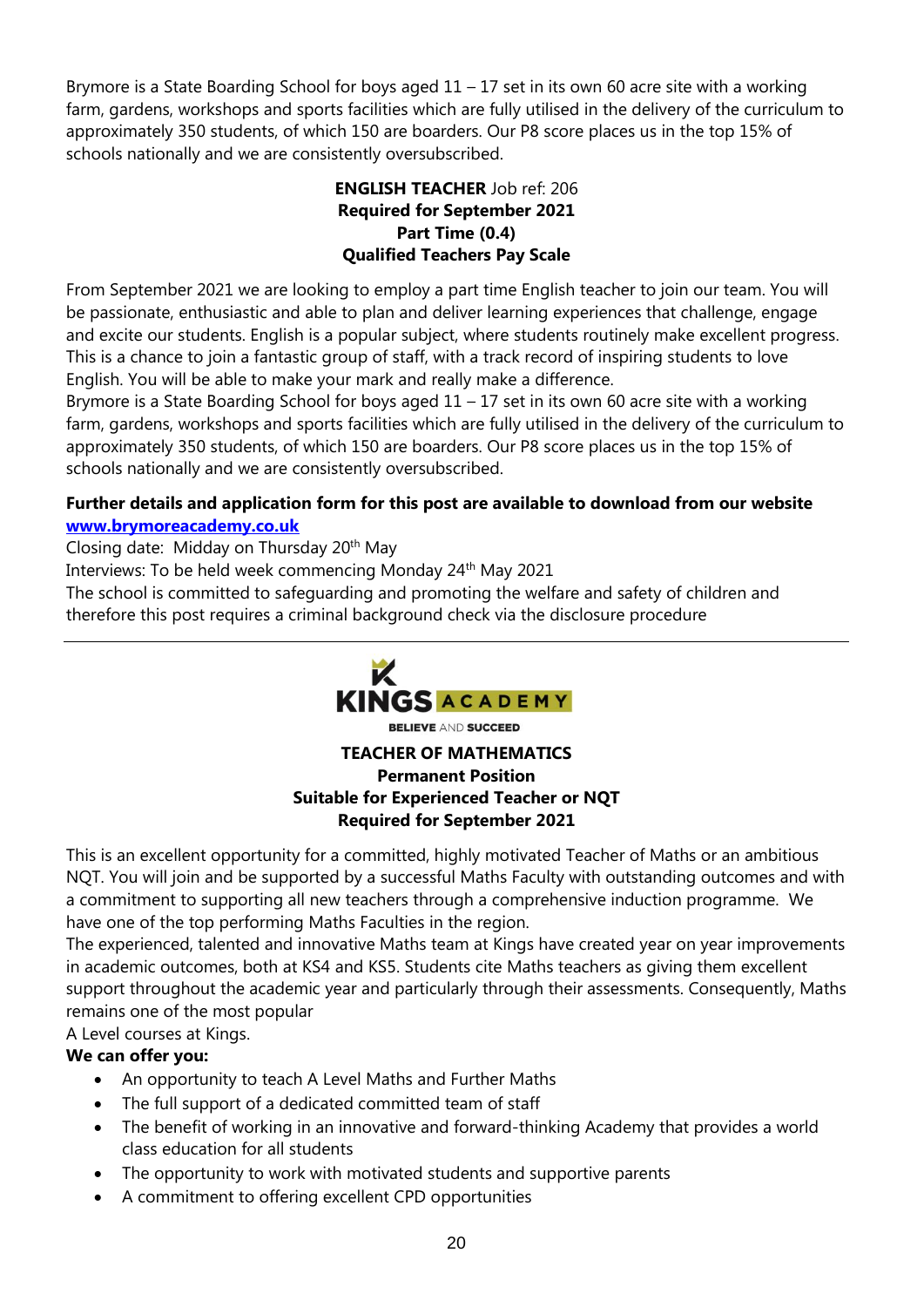Brymore is a State Boarding School for boys aged 11 – 17 set in its own 60 acre site with a working farm, gardens, workshops and sports facilities which are fully utilised in the delivery of the curriculum to approximately 350 students, of which 150 are boarders. Our P8 score places us in the top 15% of schools nationally and we are consistently oversubscribed.

**ENGLISH TEACHER** Job ref: 206
**Required for September 2021**
**Part Time (0.4)**
**Qualified Teachers Pay Scale**

From September 2021 we are looking to employ a part time English teacher to join our team. You will be passionate, enthusiastic and able to plan and deliver learning experiences that challenge, engage and excite our students. English is a popular subject, where students routinely make excellent progress. This is a chance to join a fantastic group of staff, with a track record of inspiring students to love English. You will be able to make your mark and really make a difference.
Brymore is a State Boarding School for boys aged 11 – 17 set in its own 60 acre site with a working farm, gardens, workshops and sports facilities which are fully utilised in the delivery of the curriculum to approximately 350 students, of which 150 are boarders. Our P8 score places us in the top 15% of schools nationally and we are consistently oversubscribed.

**Further details and application form for this post are available to download from our website [www.brymoreacademy.co.uk](http://www.brymoreacademy.co.uk)**

Closing date: Midday on Thursday 20th May
Interviews: To be held week commencing Monday 24th May 2021
The school is committed to safeguarding and promoting the welfare and safety of children and therefore this post requires a criminal background check via the disclosure procedure

---

KINGS ACADEMY
BELIEVE AND SUCCEED

**TEACHER OF MATHEMATICS**
**Permanent Position**
**Suitable for Experienced Teacher or NQT**
**Required for September 2021**

This is an excellent opportunity for a committed, highly motivated Teacher of Maths or an ambitious NQT. You will join and be supported by a successful Maths Faculty with outstanding outcomes and with a commitment to supporting all new teachers through a comprehensive induction programme. We have one of the top performing Maths Faculties in the region.
The experienced, talented and innovative Maths team at Kings have created year on year improvements in academic outcomes, both at KS4 and KS5. Students cite Maths teachers as giving them excellent support throughout the academic year and particularly through their assessments. Consequently, Maths remains one of the most popular
A Level courses at Kings.

**We can offer you:**

- An opportunity to teach A Level Maths and Further Maths
- The full support of a dedicated committed team of staff
- The benefit of working in an innovative and forward-thinking Academy that provides a world class education for all students
- The opportunity to work with motivated students and supportive parents
- A commitment to offering excellent CPD opportunities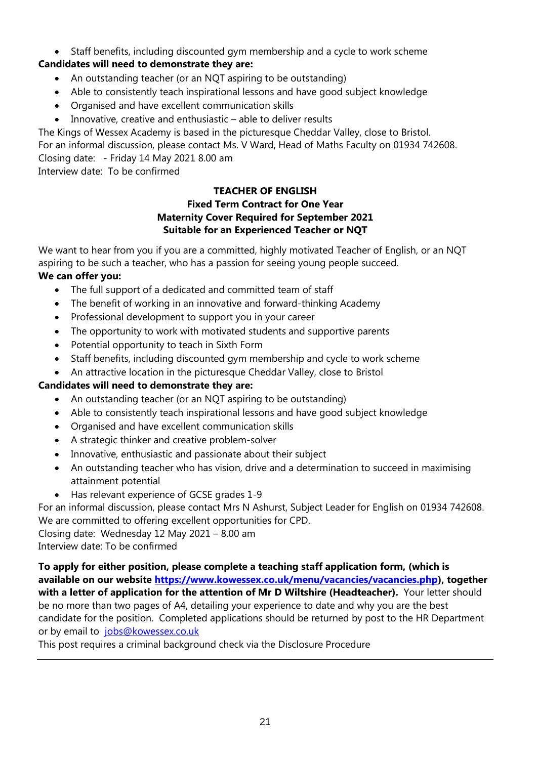- Staff benefits, including discounted gym membership and a cycle to work scheme

**Candidates will need to demonstrate they are:**

- An outstanding teacher (or an NQT aspiring to be outstanding)
- Able to consistently teach inspirational lessons and have good subject knowledge
- Organised and have excellent communication skills
- Innovative, creative and enthusiastic – able to deliver results

The Kings of Wessex Academy is based in the picturesque Cheddar Valley, close to Bristol.
For an informal discussion, please contact Ms. V Ward, Head of Maths Faculty on 01934 742608.
Closing date: - Friday 14 May 2021 8.00 am
Interview date: To be confirmed

**TEACHER OF ENGLISH**
**Fixed Term Contract for One Year**
**Maternity Cover Required for September 2021**
**Suitable for an Experienced Teacher or NQT**

We want to hear from you if you are a committed, highly motivated Teacher of English, or an NQT aspiring to be such a teacher, who has a passion for seeing young people succeed.

**We can offer you:**

- The full support of a dedicated and committed team of staff
- The benefit of working in an innovative and forward-thinking Academy
- Professional development to support you in your career
- The opportunity to work with motivated students and supportive parents
- Potential opportunity to teach in Sixth Form
- Staff benefits, including discounted gym membership and cycle to work scheme
- An attractive location in the picturesque Cheddar Valley, close to Bristol

**Candidates will need to demonstrate they are:**

- An outstanding teacher (or an NQT aspiring to be outstanding)
- Able to consistently teach inspirational lessons and have good subject knowledge
- Organised and have excellent communication skills
- A strategic thinker and creative problem-solver
- Innovative, enthusiastic and passionate about their subject
- An outstanding teacher who has vision, drive and a determination to succeed in maximising attainment potential
- Has relevant experience of GCSE grades 1-9

For an informal discussion, please contact Mrs N Ashurst, Subject Leader for English on 01934 742608.
We are committed to offering excellent opportunities for CPD.
Closing date: Wednesday 12 May 2021 – 8.00 am
Interview date: To be confirmed

**To apply for either position, please complete a teaching staff application form, (which is available on our website [https://www.kowessex.co.uk/menu/vacancies/vacancies.php](https://www.kowessex.co.uk/menu/vacancies/vacancies.php)), together with a letter of application for the attention of Mr D Wiltshire (Headteacher).** Your letter should be no more than two pages of A4, detailing your experience to date and why you are the best candidate for the position. Completed applications should be returned by post to the HR Department or by email to [jobs@kowessex.co.uk](mailto:jobs@kowessex.co.uk)
This post requires a criminal background check via the Disclosure Procedure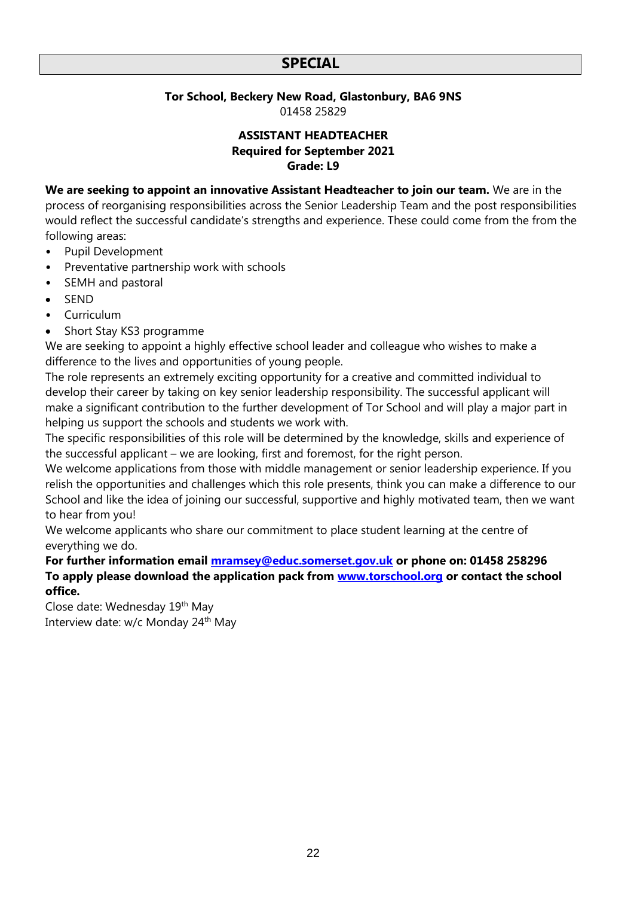# SPECIAL

**Tor School, Beckery New Road, Glastonbury, BA6 9NS**
01458 25829

**ASSISTANT HEADTEACHER**
**Required for September 2021**
**Grade: L9**

**We are seeking to appoint an innovative Assistant Headteacher to join our team.** We are in the process of reorganising responsibilities across the Senior Leadership Team and the post responsibilities would reflect the successful candidate's strengths and experience. These could come from the from the following areas:

- Pupil Development
- Preventative partnership work with schools
- SEMH and pastoral
- SEND
- Curriculum
- Short Stay KS3 programme

We are seeking to appoint a highly effective school leader and colleague who wishes to make a difference to the lives and opportunities of young people.

The role represents an extremely exciting opportunity for a creative and committed individual to develop their career by taking on key senior leadership responsibility. The successful applicant will make a significant contribution to the further development of Tor School and will play a major part in helping us support the schools and students we work with.

The specific responsibilities of this role will be determined by the knowledge, skills and experience of the successful applicant – we are looking, first and foremost, for the right person.

We welcome applications from those with middle management or senior leadership experience. If you relish the opportunities and challenges which this role presents, think you can make a difference to our School and like the idea of joining our successful, supportive and highly motivated team, then we want to hear from you!

We welcome applicants who share our commitment to place student learning at the centre of everything we do.

**For further information email mramsey@educ.somerset.gov.uk or phone on: 01458 258296**
**To apply please download the application pack from www.torschool.org or contact the school office.**

Close date: Wednesday 19th May
Interview date: w/c Monday 24th May